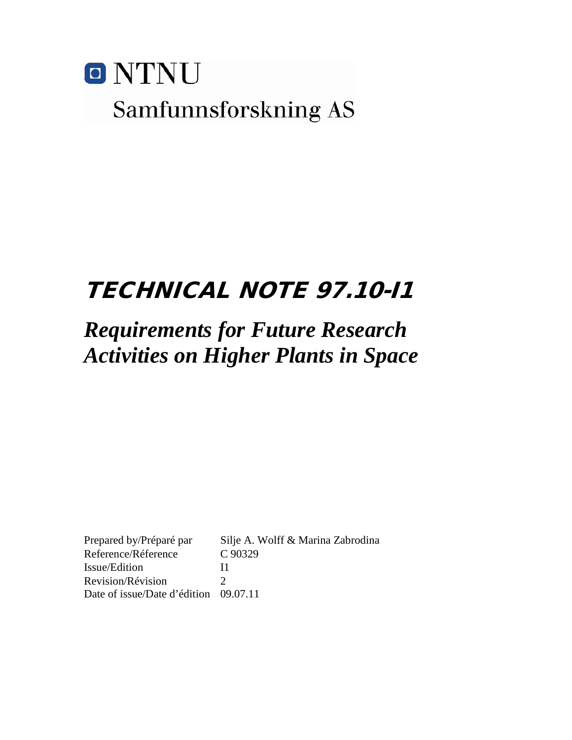NTNU

Samfunnsforskning AS

# TECHNICAL NOTE 97.10-I1

## *Requirements for Future Research Activities on Higher Plants in Space*

| | |
|---|---|
| Prepared by/Préparé par | Silje A. Wolff & Marina Zabrodina |
| Reference/Réference | C 90329 |
| Issue/Edition | I1 |
| Revision/Révision | 2 |
| Date of issue/Date d'édition | 09.07.11 |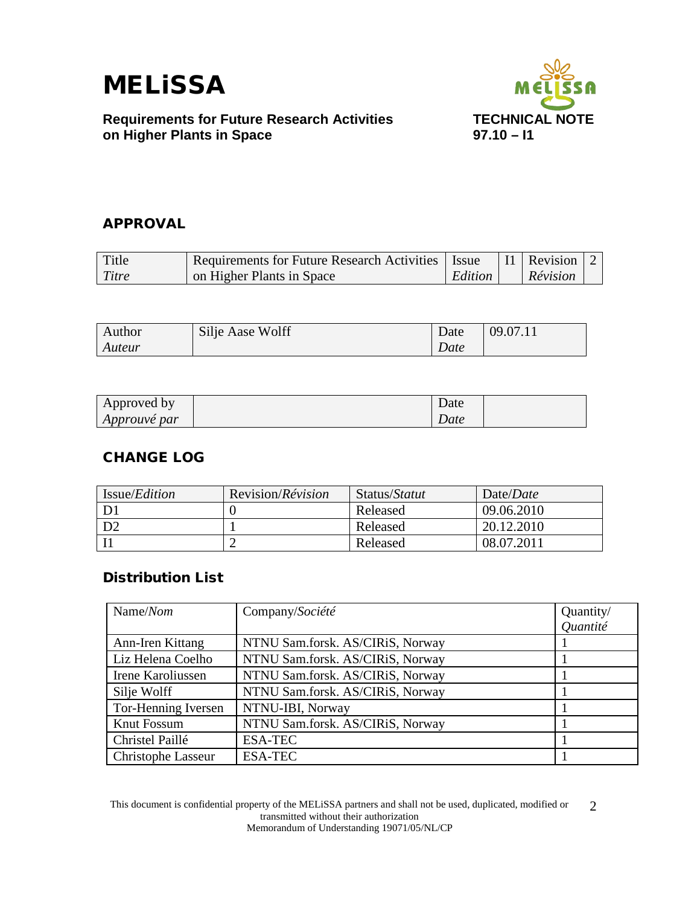## APPROVAL

| Title *Titre* | Requirements for Future Research Activities on Higher Plants in Space | Issue *Edition* | I1 | Revision *Révision* | 2 |
|---|---|---|---|---|---|

| Author *Auteur* | Silje Aase Wolff | Date *Date* | 09.07.11 |
|---|---|---|---|

| Approved by *Approuvé par* | | Date *Date* | |
|---|---|---|---|

## CHANGE LOG

| Issue/*Edition* | Revision/*Révision* | Status/*Statut* | Date/*Date* |
|---|---|---|---|
| D1 | 0 | Released | 09.06.2010 |
| D2 | 1 | Released | 20.12.2010 |
| I1 | 2 | Released | 08.07.2011 |

## Distribution List

| Name/*Nom* | Company/*Société* | Quantity/ *Quantité* |
|---|---|---|
| Ann-Iren Kittang | NTNU Sam.forsk. AS/CIRiS, Norway | 1 |
| Liz Helena Coelho | NTNU Sam.forsk. AS/CIRiS, Norway | 1 |
| Irene Karoliussen | NTNU Sam.forsk. AS/CIRiS, Norway | 1 |
| Silje Wolff | NTNU Sam.forsk. AS/CIRiS, Norway | 1 |
| Tor-Henning Iversen | NTNU-IBI, Norway | 1 |
| Knut Fossum | NTNU Sam.forsk. AS/CIRiS, Norway | 1 |
| Christel Paillé | ESA-TEC | 1 |
| Christophe Lasseur | ESA-TEC | 1 |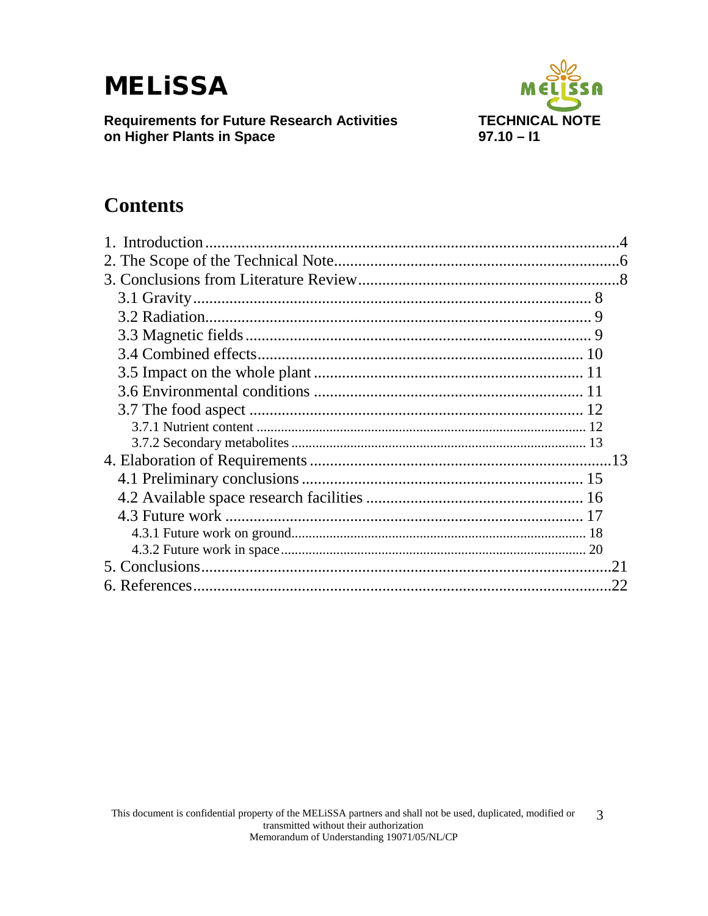# Contents

1. Introduction ... 4
2. The Scope of the Technical Note ... 6
3. Conclusions from Literature Review ... 8
   - 3.1 Gravity ... 8
   - 3.2 Radiation ... 9
   - 3.3 Magnetic fields ... 9
   - 3.4 Combined effects ... 10
   - 3.5 Impact on the whole plant ... 11
   - 3.6 Environmental conditions ... 11
   - 3.7 The food aspect ... 12
     - 3.7.1 Nutrient content ... 12
     - 3.7.2 Secondary metabolites ... 13
4. Elaboration of Requirements ... 13
   - 4.1 Preliminary conclusions ... 15
   - 4.2 Available space research facilities ... 16
   - 4.3 Future work ... 17
     - 4.3.1 Future work on ground ... 18
     - 4.3.2 Future work in space ... 20
5. Conclusions ... 21
6. References ... 22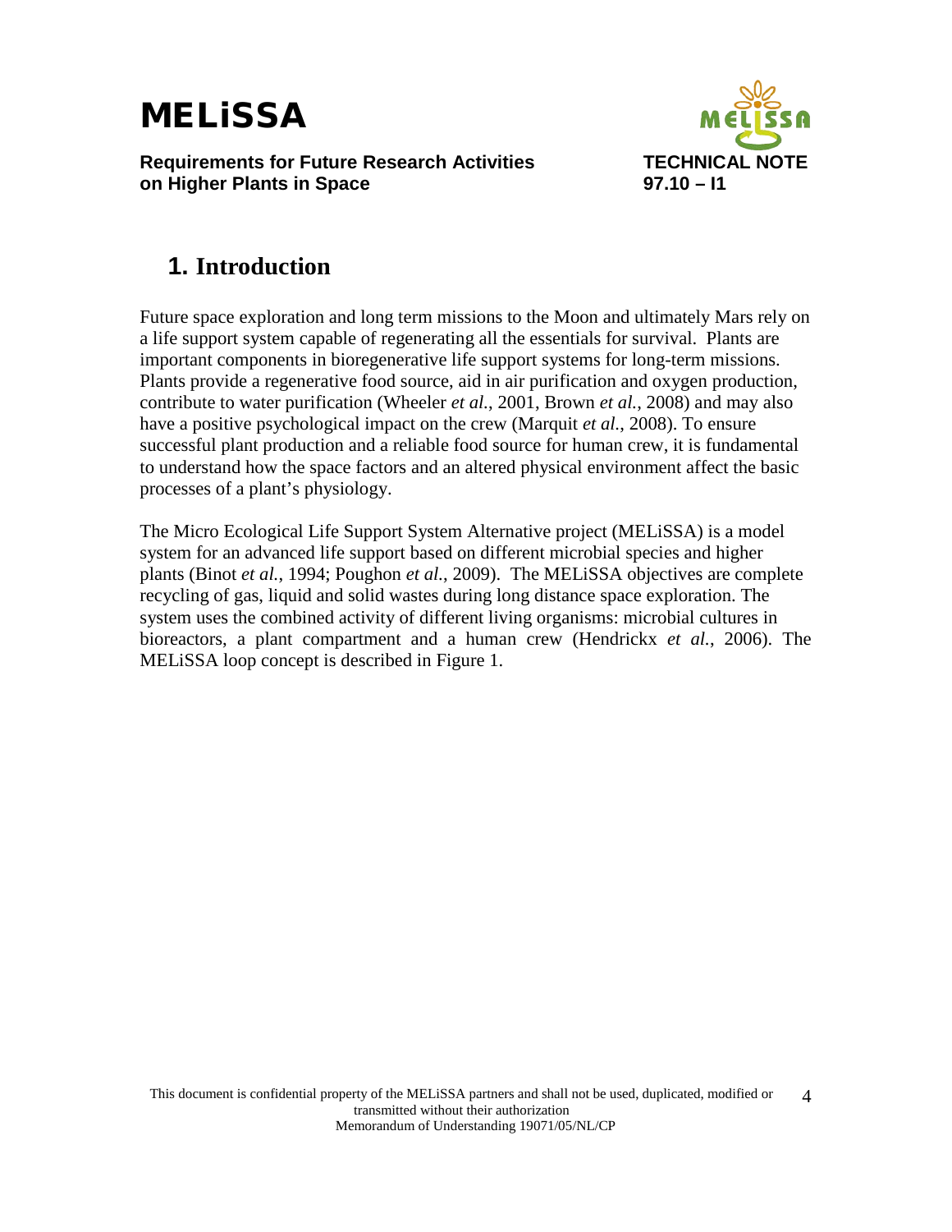# 1. Introduction

Future space exploration and long term missions to the Moon and ultimately Mars rely on a life support system capable of regenerating all the essentials for survival. Plants are important components in bioregenerative life support systems for long-term missions. Plants provide a regenerative food source, aid in air purification and oxygen production, contribute to water purification (Wheeler *et al.*, 2001, Brown *et al.*, 2008) and may also have a positive psychological impact on the crew (Marquit *et al.*, 2008). To ensure successful plant production and a reliable food source for human crew, it is fundamental to understand how the space factors and an altered physical environment affect the basic processes of a plant's physiology.

The Micro Ecological Life Support System Alternative project (MELiSSA) is a model system for an advanced life support based on different microbial species and higher plants (Binot *et al.*, 1994; Poughon *et al.*, 2009). The MELiSSA objectives are complete recycling of gas, liquid and solid wastes during long distance space exploration. The system uses the combined activity of different living organisms: microbial cultures in bioreactors, a plant compartment and a human crew (Hendrickx *et al.*, 2006). The MELiSSA loop concept is described in Figure 1.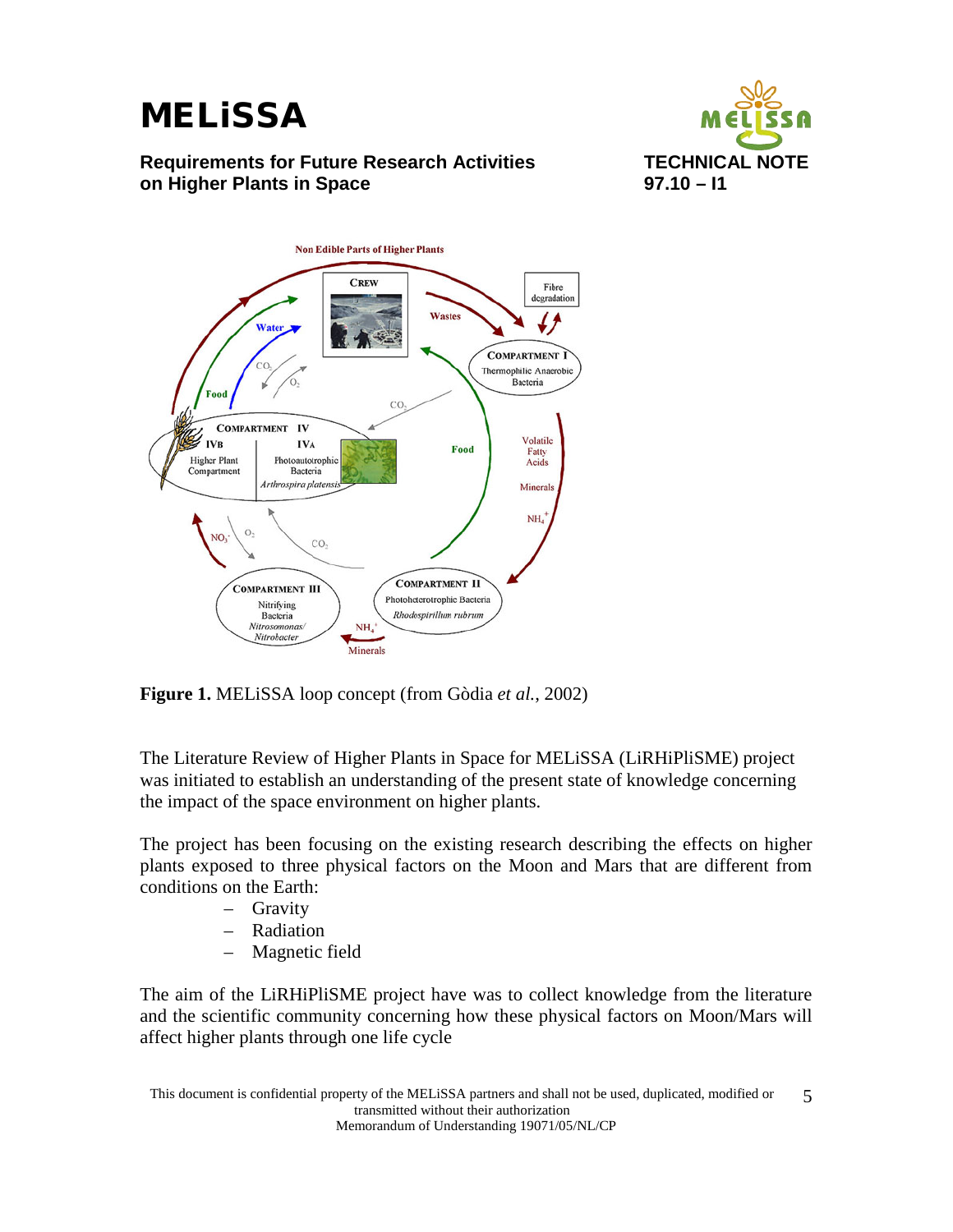**Figure 1.** MELiSSA loop concept (from Gòdia *et al.*, 2002)

The Literature Review of Higher Plants in Space for MELiSSA (LiRHiPliSME) project was initiated to establish an understanding of the present state of knowledge concerning the impact of the space environment on higher plants.

The project has been focusing on the existing research describing the effects on higher plants exposed to three physical factors on the Moon and Mars that are different from conditions on the Earth:

- Gravity
- Radiation
- Magnetic field

The aim of the LiRHiPliSME project have was to collect knowledge from the literature and the scientific community concerning how these physical factors on Moon/Mars will affect higher plants through one life cycle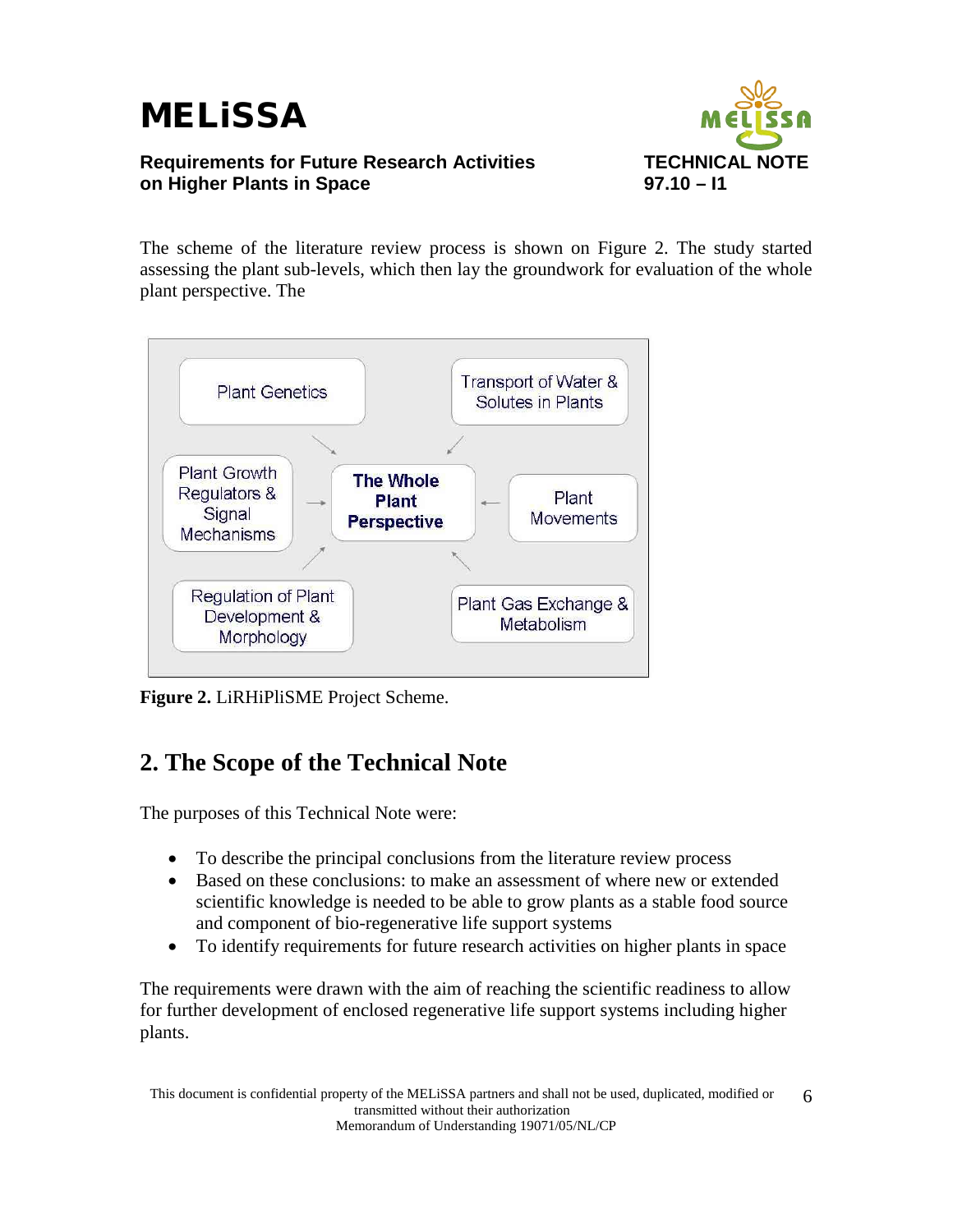The scheme of the literature review process is shown on Figure 2. The study started assessing the plant sub-levels, which then lay the groundwork for evaluation of the whole plant perspective. The

Plant Genetics

Transport of Water & Solutes in Plants

Plant Growth Regulators & Signal Mechanisms

**The Whole Plant Perspective**

Plant Movements

Regulation of Plant Development & Morphology

Plant Gas Exchange & Metabolism

**Figure 2.** LiRHiPliSME Project Scheme.

## 2. The Scope of the Technical Note

The purposes of this Technical Note were:

- To describe the principal conclusions from the literature review process
- Based on these conclusions: to make an assessment of where new or extended scientific knowledge is needed to be able to grow plants as a stable food source and component of bio-regenerative life support systems
- To identify requirements for future research activities on higher plants in space

The requirements were drawn with the aim of reaching the scientific readiness to allow for further development of enclosed regenerative life support systems including higher plants.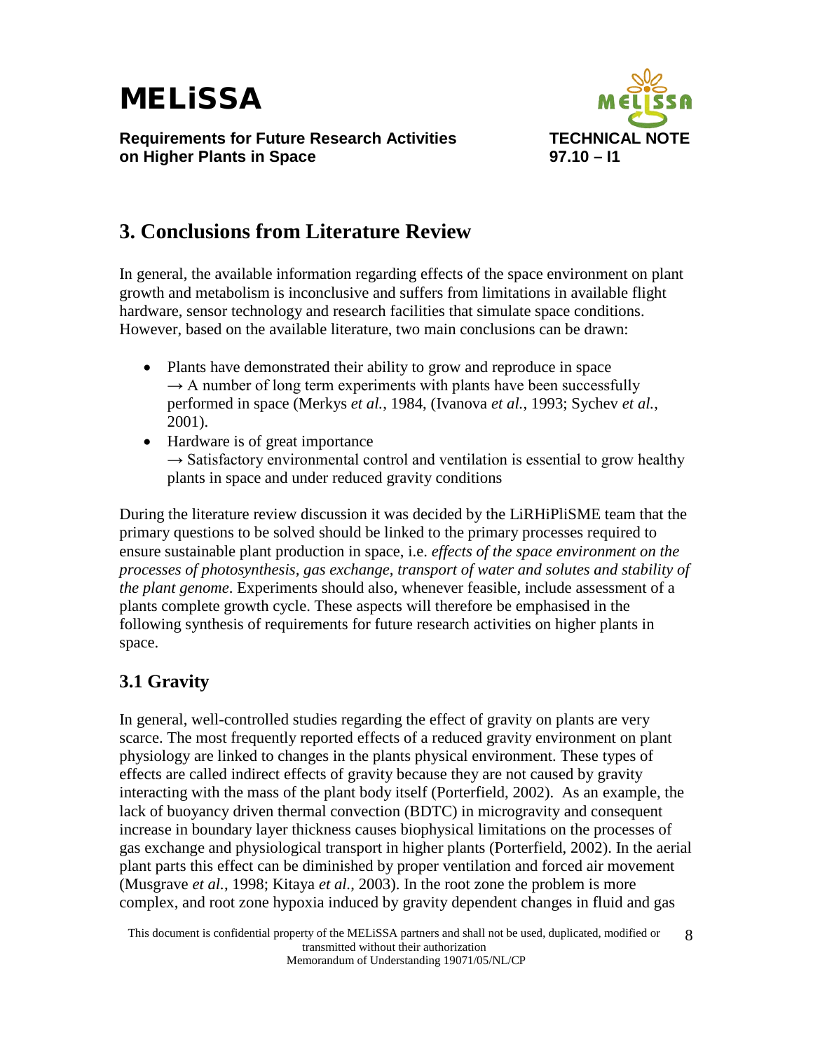# 3. Conclusions from Literature Review

In general, the available information regarding effects of the space environment on plant growth and metabolism is inconclusive and suffers from limitations in available flight hardware, sensor technology and research facilities that simulate space conditions. However, based on the available literature, two main conclusions can be drawn:

- Plants have demonstrated their ability to grow and reproduce in space
  → A number of long term experiments with plants have been successfully performed in space (Merkys *et al.*, 1984, (Ivanova *et al.*, 1993; Sychev *et al.*, 2001).
- Hardware is of great importance
  → Satisfactory environmental control and ventilation is essential to grow healthy plants in space and under reduced gravity conditions

During the literature review discussion it was decided by the LiRHiPliSME team that the primary questions to be solved should be linked to the primary processes required to ensure sustainable plant production in space, i.e. *effects of the space environment on the processes of photosynthesis, gas exchange, transport of water and solutes and stability of the plant genome*. Experiments should also, whenever feasible, include assessment of a plants complete growth cycle. These aspects will therefore be emphasised in the following synthesis of requirements for future research activities on higher plants in space.

## 3.1 Gravity

In general, well-controlled studies regarding the effect of gravity on plants are very scarce. The most frequently reported effects of a reduced gravity environment on plant physiology are linked to changes in the plants physical environment. These types of effects are called indirect effects of gravity because they are not caused by gravity interacting with the mass of the plant body itself (Porterfield, 2002). As an example, the lack of buoyancy driven thermal convection (BDTC) in microgravity and consequent increase in boundary layer thickness causes biophysical limitations on the processes of gas exchange and physiological transport in higher plants (Porterfield, 2002). In the aerial plant parts this effect can be diminished by proper ventilation and forced air movement (Musgrave *et al.*, 1998; Kitaya *et al.*, 2003). In the root zone the problem is more complex, and root zone hypoxia induced by gravity dependent changes in fluid and gas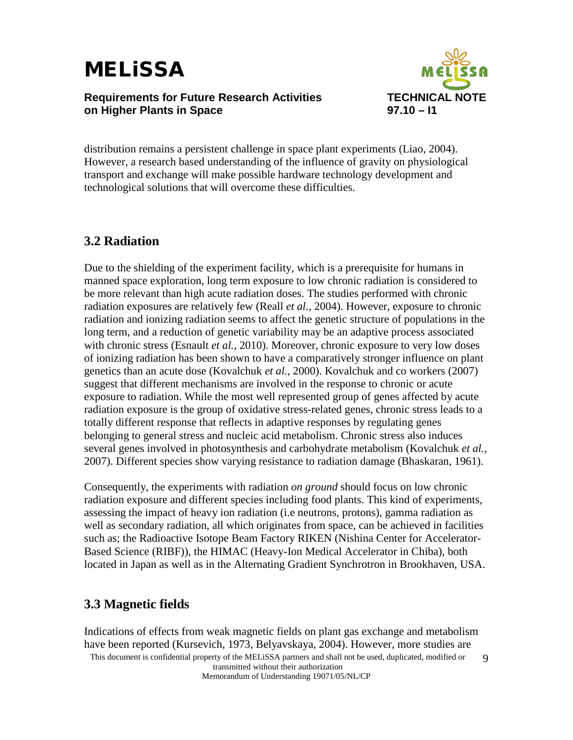distribution remains a persistent challenge in space plant experiments (Liao, 2004). However, a research based understanding of the influence of gravity on physiological transport and exchange will make possible hardware technology development and technological solutions that will overcome these difficulties.

## 3.2 Radiation

Due to the shielding of the experiment facility, which is a prerequisite for humans in manned space exploration, long term exposure to low chronic radiation is considered to be more relevant than high acute radiation doses. The studies performed with chronic radiation exposures are relatively few (Reall *et al.*, 2004). However, exposure to chronic radiation and ionizing radiation seems to affect the genetic structure of populations in the long term, and a reduction of genetic variability may be an adaptive process associated with chronic stress (Esnault *et al.*, 2010). Moreover, chronic exposure to very low doses of ionizing radiation has been shown to have a comparatively stronger influence on plant genetics than an acute dose (Kovalchuk *et al.*, 2000). Kovalchuk and co workers (2007) suggest that different mechanisms are involved in the response to chronic or acute exposure to radiation. While the most well represented group of genes affected by acute radiation exposure is the group of oxidative stress-related genes, chronic stress leads to a totally different response that reflects in adaptive responses by regulating genes belonging to general stress and nucleic acid metabolism. Chronic stress also induces several genes involved in photosynthesis and carbohydrate metabolism (Kovalchuk *et al.,* 2007). Different species show varying resistance to radiation damage (Bhaskaran, 1961).

Consequently, the experiments with radiation *on ground* should focus on low chronic radiation exposure and different species including food plants. This kind of experiments, assessing the impact of heavy ion radiation (i.e neutrons, protons), gamma radiation as well as secondary radiation, all which originates from space, can be achieved in facilities such as; the Radioactive Isotope Beam Factory RIKEN (Nishina Center for Accelerator-Based Science (RIBF)), the HIMAC (Heavy-Ion Medical Accelerator in Chiba), both located in Japan as well as in the Alternating Gradient Synchrotron in Brookhaven, USA.

## 3.3 Magnetic fields

Indications of effects from weak magnetic fields on plant gas exchange and metabolism have been reported (Kursevich, 1973, Belyavskaya, 2004). However, more studies are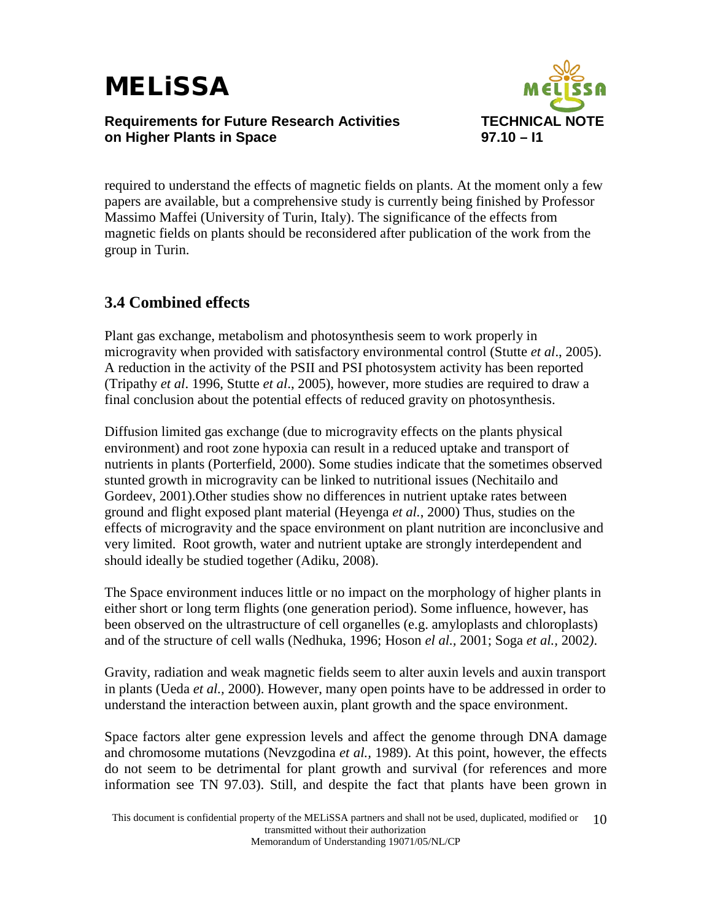required to understand the effects of magnetic fields on plants. At the moment only a few papers are available, but a comprehensive study is currently being finished by Professor Massimo Maffei (University of Turin, Italy). The significance of the effects from magnetic fields on plants should be reconsidered after publication of the work from the group in Turin.

## 3.4 Combined effects

Plant gas exchange, metabolism and photosynthesis seem to work properly in microgravity when provided with satisfactory environmental control (Stutte *et al*., 2005). A reduction in the activity of the PSII and PSI photosystem activity has been reported (Tripathy *et al*. 1996, Stutte *et al*., 2005), however, more studies are required to draw a final conclusion about the potential effects of reduced gravity on photosynthesis.

Diffusion limited gas exchange (due to microgravity effects on the plants physical environment) and root zone hypoxia can result in a reduced uptake and transport of nutrients in plants (Porterfield, 2000). Some studies indicate that the sometimes observed stunted growth in microgravity can be linked to nutritional issues (Nechitailo and Gordeev, 2001).Other studies show no differences in nutrient uptake rates between ground and flight exposed plant material (Heyenga *et al.,* 2000) Thus, studies on the effects of microgravity and the space environment on plant nutrition are inconclusive and very limited. Root growth, water and nutrient uptake are strongly interdependent and should ideally be studied together (Adiku, 2008).

The Space environment induces little or no impact on the morphology of higher plants in either short or long term flights (one generation period). Some influence, however, has been observed on the ultrastructure of cell organelles (e.g. amyloplasts and chloroplasts) and of the structure of cell walls (Nedhuka, 1996; Hoson *el al.,* 2001; Soga *et al.,* 2002*).*

Gravity, radiation and weak magnetic fields seem to alter auxin levels and auxin transport in plants (Ueda *et al.,* 2000). However, many open points have to be addressed in order to understand the interaction between auxin, plant growth and the space environment.

Space factors alter gene expression levels and affect the genome through DNA damage and chromosome mutations (Nevzgodina *et al.,* 1989). At this point, however, the effects do not seem to be detrimental for plant growth and survival (for references and more information see TN 97.03). Still, and despite the fact that plants have been grown in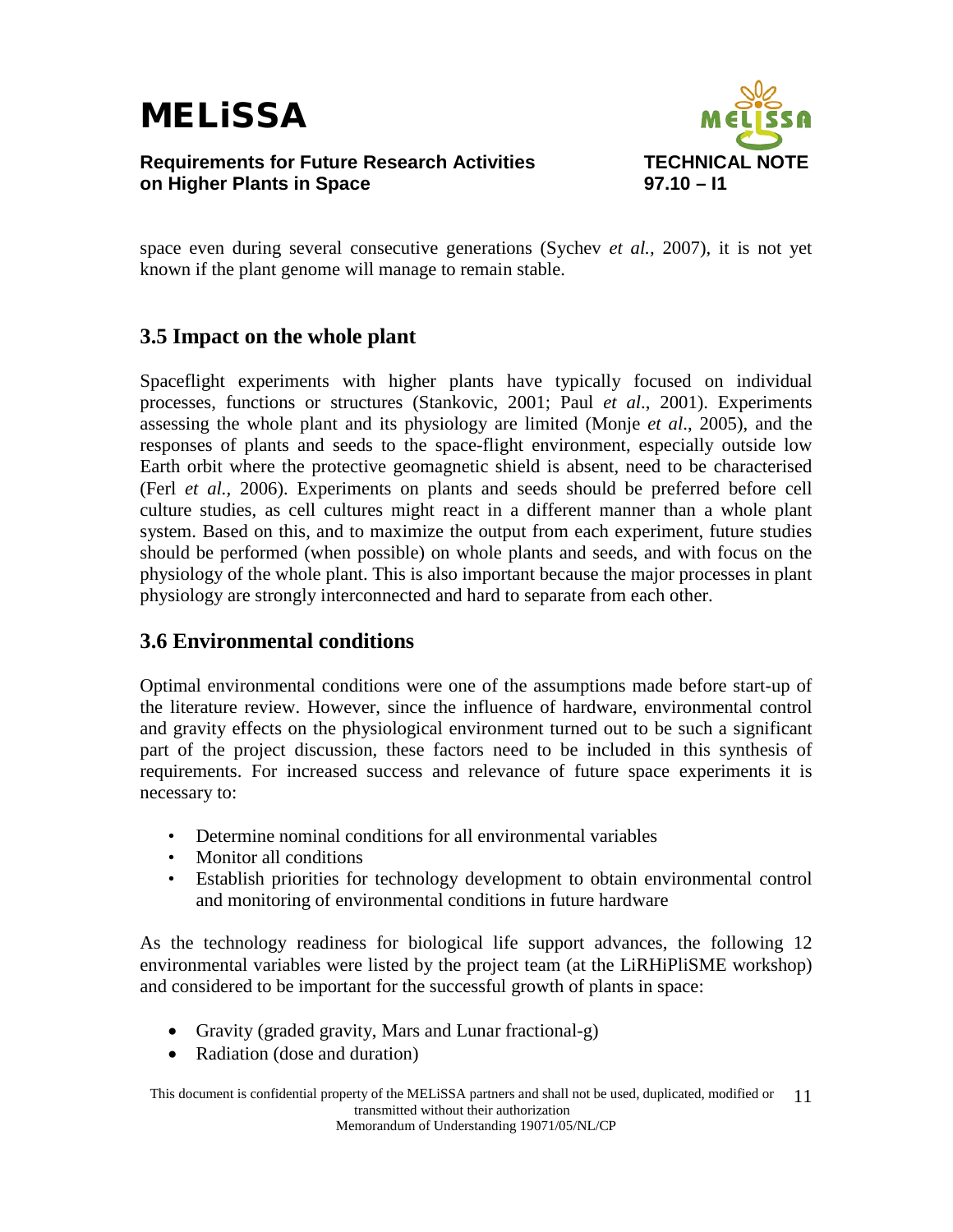space even during several consecutive generations (Sychev *et al.*, 2007), it is not yet known if the plant genome will manage to remain stable.

## 3.5 Impact on the whole plant

Spaceflight experiments with higher plants have typically focused on individual processes, functions or structures (Stankovic, 2001; Paul *et al*., 2001). Experiments assessing the whole plant and its physiology are limited (Monje *et al*., 2005), and the responses of plants and seeds to the space-flight environment, especially outside low Earth orbit where the protective geomagnetic shield is absent, need to be characterised (Ferl *et al.*, 2006). Experiments on plants and seeds should be preferred before cell culture studies, as cell cultures might react in a different manner than a whole plant system. Based on this, and to maximize the output from each experiment, future studies should be performed (when possible) on whole plants and seeds, and with focus on the physiology of the whole plant. This is also important because the major processes in plant physiology are strongly interconnected and hard to separate from each other.

## 3.6 Environmental conditions

Optimal environmental conditions were one of the assumptions made before start-up of the literature review. However, since the influence of hardware, environmental control and gravity effects on the physiological environment turned out to be such a significant part of the project discussion, these factors need to be included in this synthesis of requirements. For increased success and relevance of future space experiments it is necessary to:

- Determine nominal conditions for all environmental variables
- Monitor all conditions
- Establish priorities for technology development to obtain environmental control and monitoring of environmental conditions in future hardware

As the technology readiness for biological life support advances, the following 12 environmental variables were listed by the project team (at the LiRHiPliSME workshop) and considered to be important for the successful growth of plants in space:

- Gravity (graded gravity, Mars and Lunar fractional-g)
- Radiation (dose and duration)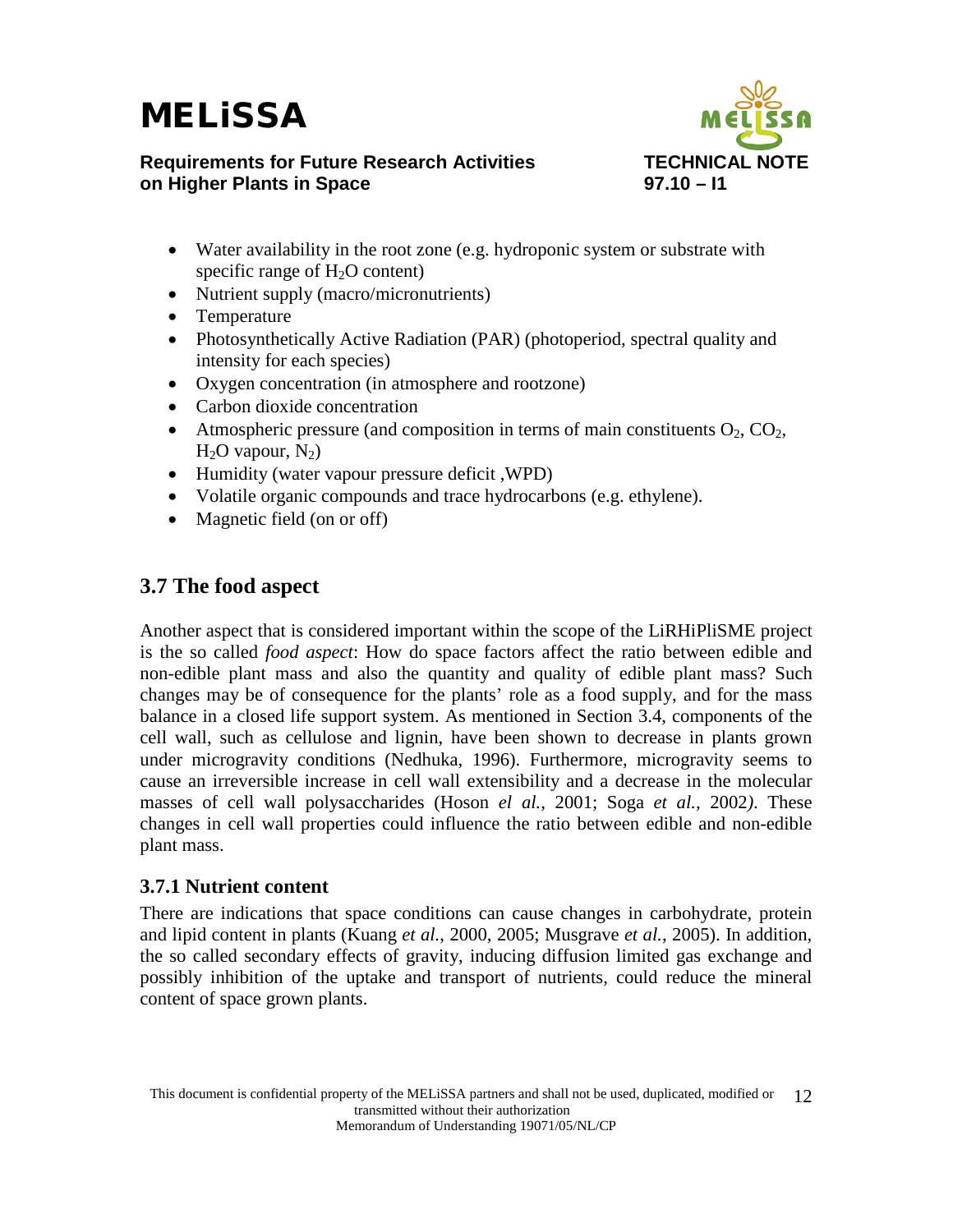- Water availability in the root zone (e.g. hydroponic system or substrate with specific range of $H_2O$ content)
- Nutrient supply (macro/micronutrients)
- Temperature
- Photosynthetically Active Radiation (PAR) (photoperiod, spectral quality and intensity for each species)
- Oxygen concentration (in atmosphere and rootzone)
- Carbon dioxide concentration
- Atmospheric pressure (and composition in terms of main constituents $O_2$, $CO_2$, $H_2O$ vapour, $N_2$)
- Humidity (water vapour pressure deficit ,WPD)
- Volatile organic compounds and trace hydrocarbons (e.g. ethylene).
- Magnetic field (on or off)

## 3.7 The food aspect

Another aspect that is considered important within the scope of the LiRHiPliSME project is the so called *food aspect*: How do space factors affect the ratio between edible and non-edible plant mass and also the quantity and quality of edible plant mass? Such changes may be of consequence for the plants' role as a food supply, and for the mass balance in a closed life support system. As mentioned in Section 3.4, components of the cell wall, such as cellulose and lignin, have been shown to decrease in plants grown under microgravity conditions (Nedhuka, 1996). Furthermore, microgravity seems to cause an irreversible increase in cell wall extensibility and a decrease in the molecular masses of cell wall polysaccharides (Hoson *el al.,* 2001; Soga *et al.*, 2002). These changes in cell wall properties could influence the ratio between edible and non-edible plant mass.

### 3.7.1 Nutrient content

There are indications that space conditions can cause changes in carbohydrate, protein and lipid content in plants (Kuang *et al.*, 2000, 2005; Musgrave *et al.*, 2005). In addition, the so called secondary effects of gravity, inducing diffusion limited gas exchange and possibly inhibition of the uptake and transport of nutrients, could reduce the mineral content of space grown plants.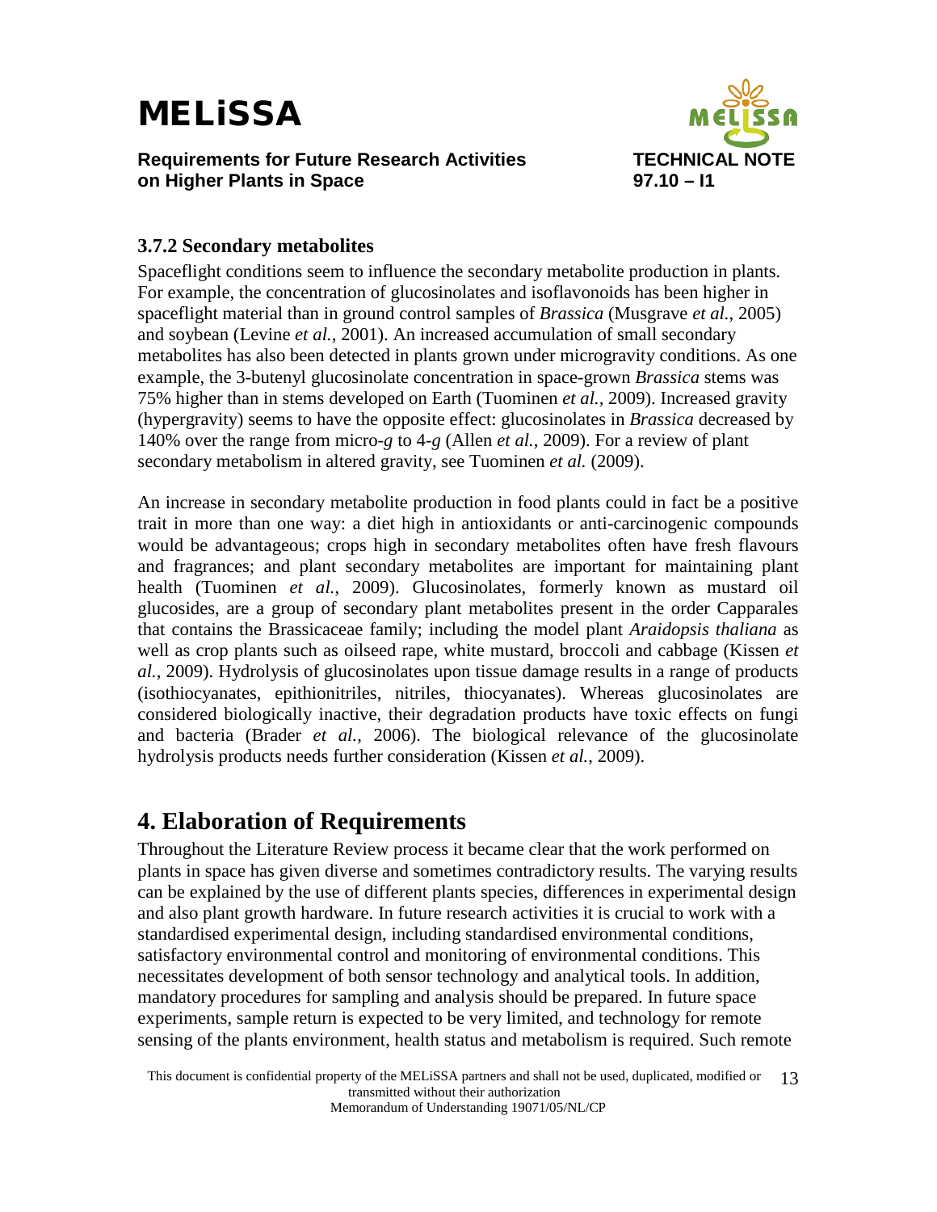### 3.7.2 Secondary metabolites

Spaceflight conditions seem to influence the secondary metabolite production in plants. For example, the concentration of glucosinolates and isoflavonoids has been higher in spaceflight material than in ground control samples of *Brassica* (Musgrave *et al.*, 2005) and soybean (Levine *et al.*, 2001). An increased accumulation of small secondary metabolites has also been detected in plants grown under microgravity conditions. As one example, the 3-butenyl glucosinolate concentration in space-grown *Brassica* stems was 75% higher than in stems developed on Earth (Tuominen *et al.*, 2009). Increased gravity (hypergravity) seems to have the opposite effect: glucosinolates in *Brassica* decreased by 140% over the range from micro-*g* to 4-*g* (Allen *et al.*, 2009). For a review of plant secondary metabolism in altered gravity, see Tuominen *et al.* (2009).

An increase in secondary metabolite production in food plants could in fact be a positive trait in more than one way: a diet high in antioxidants or anti-carcinogenic compounds would be advantageous; crops high in secondary metabolites often have fresh flavours and fragrances; and plant secondary metabolites are important for maintaining plant health (Tuominen *et al.*, 2009). Glucosinolates, formerly known as mustard oil glucosides, are a group of secondary plant metabolites present in the order Capparales that contains the Brassicaceae family; including the model plant *Araidopsis thaliana* as well as crop plants such as oilseed rape, white mustard, broccoli and cabbage (Kissen *et al.*, 2009). Hydrolysis of glucosinolates upon tissue damage results in a range of products (isothiocyanates, epithionitriles, nitriles, thiocyanates). Whereas glucosinolates are considered biologically inactive, their degradation products have toxic effects on fungi and bacteria (Brader *et al.*, 2006). The biological relevance of the glucosinolate hydrolysis products needs further consideration (Kissen *et al.*, 2009).

## 4. Elaboration of Requirements

Throughout the Literature Review process it became clear that the work performed on plants in space has given diverse and sometimes contradictory results. The varying results can be explained by the use of different plants species, differences in experimental design and also plant growth hardware. In future research activities it is crucial to work with a standardised experimental design, including standardised environmental conditions, satisfactory environmental control and monitoring of environmental conditions. This necessitates development of both sensor technology and analytical tools. In addition, mandatory procedures for sampling and analysis should be prepared. In future space experiments, sample return is expected to be very limited, and technology for remote sensing of the plants environment, health status and metabolism is required. Such remote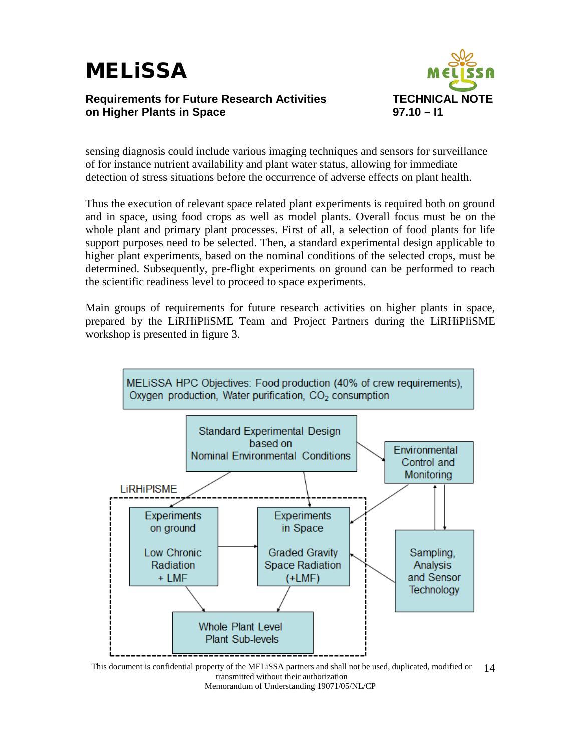sensing diagnosis could include various imaging techniques and sensors for surveillance of for instance nutrient availability and plant water status, allowing for immediate detection of stress situations before the occurrence of adverse effects on plant health.

Thus the execution of relevant space related plant experiments is required both on ground and in space, using food crops as well as model plants. Overall focus must be on the whole plant and primary plant processes. First of all, a selection of food plants for life support purposes need to be selected. Then, a standard experimental design applicable to higher plant experiments, based on the nominal conditions of the selected crops, must be determined. Subsequently, pre-flight experiments on ground can be performed to reach the scientific readiness level to proceed to space experiments.

Main groups of requirements for future research activities on higher plants in space, prepared by the LiRHiPliSME Team and Project Partners during the LiRHiPliSME workshop is presented in figure 3.

MELiSSA HPC Objectives: Food production (40% of crew requirements), Oxygen production, Water purification, $CO_2$ consumption

Standard Experimental Design based on Nominal Environmental Conditions

Environmental Control and Monitoring

LiRHiPlSME

Experiments on ground

Low Chronic Radiation + LMF

Experiments in Space

Graded Gravity Space Radiation (+LMF)

Sampling, Analysis and Sensor Technology

Whole Plant Level Plant Sub-levels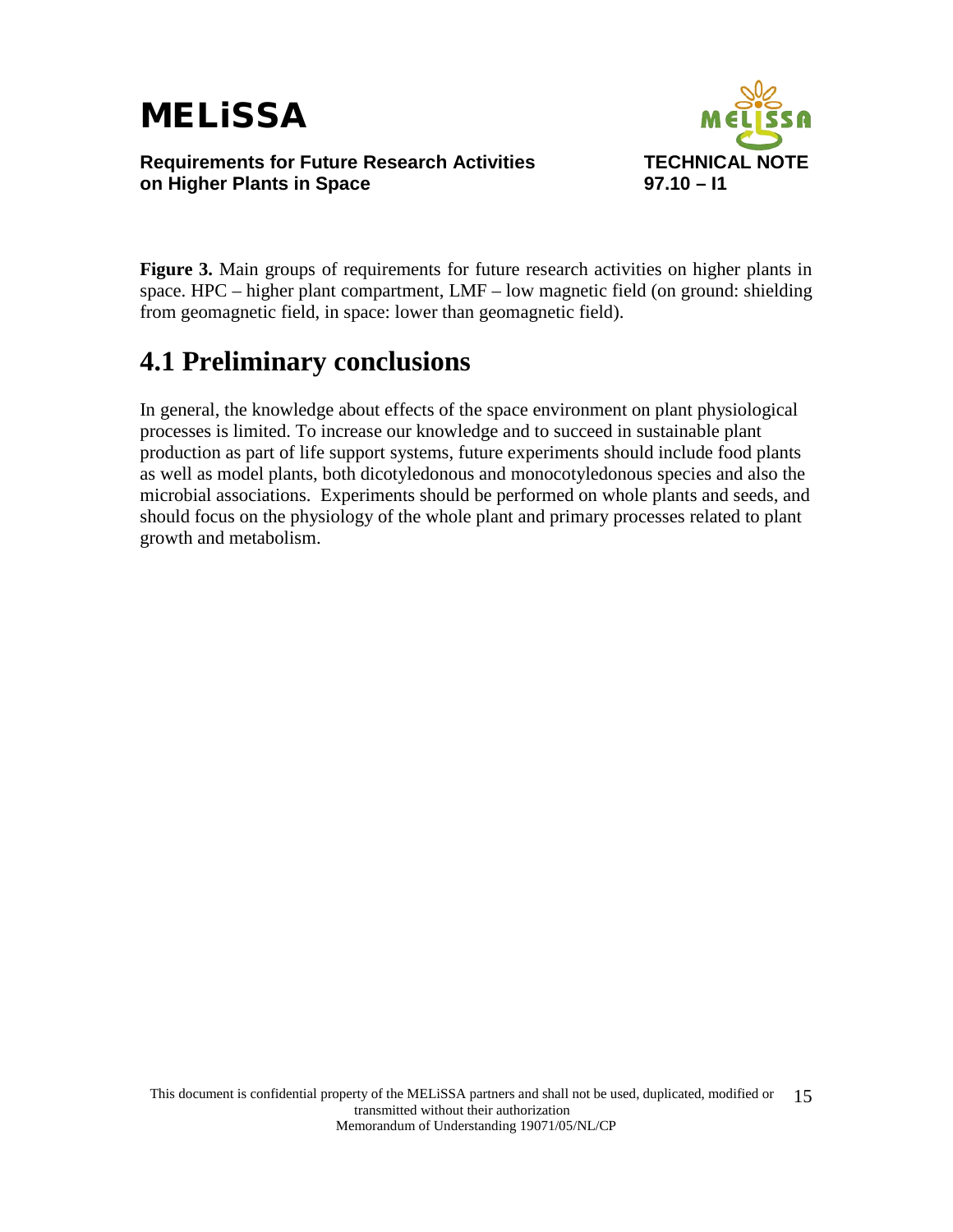**Figure 3.** Main groups of requirements for future research activities on higher plants in space. HPC – higher plant compartment, LMF – low magnetic field (on ground: shielding from geomagnetic field, in space: lower than geomagnetic field).

## 4.1 Preliminary conclusions

In general, the knowledge about effects of the space environment on plant physiological processes is limited. To increase our knowledge and to succeed in sustainable plant production as part of life support systems, future experiments should include food plants as well as model plants, both dicotyledonous and monocotyledonous species and also the microbial associations. Experiments should be performed on whole plants and seeds, and should focus on the physiology of the whole plant and primary processes related to plant growth and metabolism.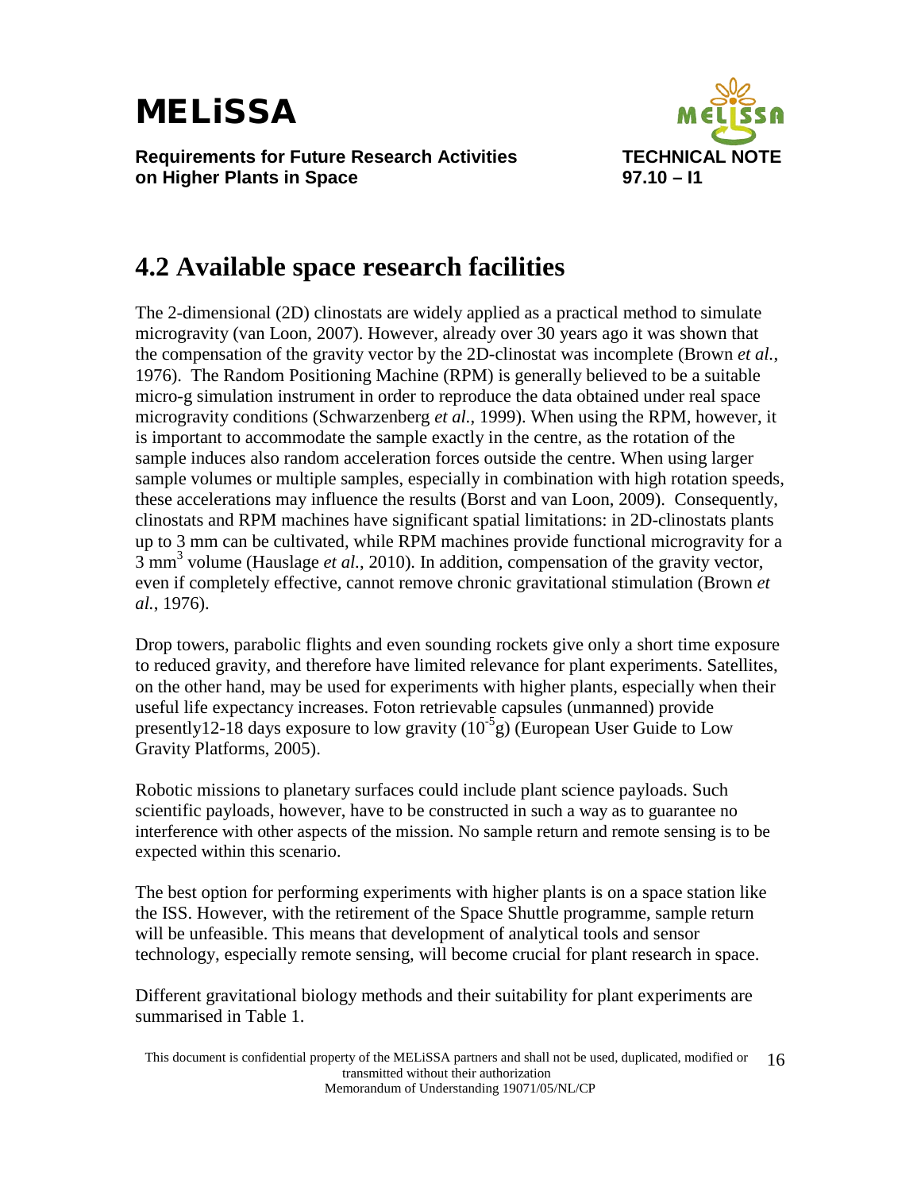## 4.2 Available space research facilities

The 2-dimensional (2D) clinostats are widely applied as a practical method to simulate microgravity (van Loon, 2007). However, already over 30 years ago it was shown that the compensation of the gravity vector by the 2D-clinostat was incomplete (Brown *et al.*, 1976). The Random Positioning Machine (RPM) is generally believed to be a suitable micro-g simulation instrument in order to reproduce the data obtained under real space microgravity conditions (Schwarzenberg *et al.*, 1999). When using the RPM, however, it is important to accommodate the sample exactly in the centre, as the rotation of the sample induces also random acceleration forces outside the centre. When using larger sample volumes or multiple samples, especially in combination with high rotation speeds, these accelerations may influence the results (Borst and van Loon, 2009). Consequently, clinostats and RPM machines have significant spatial limitations: in 2D-clinostats plants up to 3 mm can be cultivated, while RPM machines provide functional microgravity for a 3 $mm^3$ volume (Hauslage *et al.*, 2010). In addition, compensation of the gravity vector, even if completely effective, cannot remove chronic gravitational stimulation (Brown *et al.*, 1976).

Drop towers, parabolic flights and even sounding rockets give only a short time exposure to reduced gravity, and therefore have limited relevance for plant experiments. Satellites, on the other hand, may be used for experiments with higher plants, especially when their useful life expectancy increases. Foton retrievable capsules (unmanned) provide presently12-18 days exposure to low gravity ($10^{-5}$g) (European User Guide to Low Gravity Platforms, 2005).

Robotic missions to planetary surfaces could include plant science payloads. Such scientific payloads, however, have to be constructed in such a way as to guarantee no interference with other aspects of the mission. No sample return and remote sensing is to be expected within this scenario.

The best option for performing experiments with higher plants is on a space station like the ISS. However, with the retirement of the Space Shuttle programme, sample return will be unfeasible. This means that development of analytical tools and sensor technology, especially remote sensing, will become crucial for plant research in space.

Different gravitational biology methods and their suitability for plant experiments are summarised in Table 1.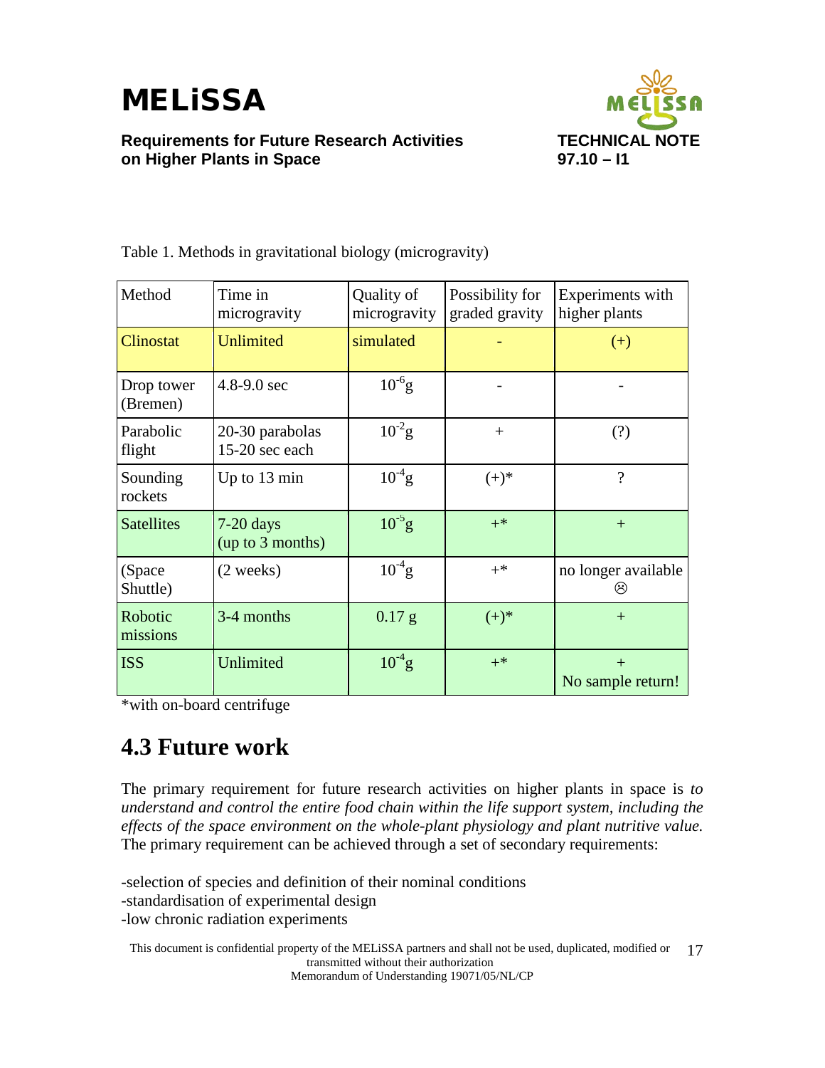Table 1. Methods in gravitational biology (microgravity)

| Method | Time in microgravity | Quality of microgravity | Possibility for graded gravity | Experiments with higher plants |
|---|---|---|---|---|
| Clinostat | Unlimited | simulated | - | (+) |
| Drop tower (Bremen) | 4.8-9.0 sec | $10^{-6}$g | - | - |
| Parabolic flight | 20-30 parabolas 15-20 sec each | $10^{-2}$g | + | (?) |
| Sounding rockets | Up to 13 min | $10^{-4}$g | (+)* | ? |
| Satellites | 7-20 days (up to 3 months) | $10^{-5}$g | +* | + |
| (Space Shuttle) | (2 weeks) | $10^{-4}$g | +* | no longer available ☹ |
| Robotic missions | 3-4 months | 0.17 g | (+)* | + |
| ISS | Unlimited | $10^{-4}$g | +* | + No sample return! |

*with on-board centrifuge

## 4.3 Future work

The primary requirement for future research activities on higher plants in space is *to understand and control the entire food chain within the life support system, including the effects of the space environment on the whole-plant physiology and plant nutritive value.* The primary requirement can be achieved through a set of secondary requirements:

-selection of species and definition of their nominal conditions
-standardisation of experimental design
-low chronic radiation experiments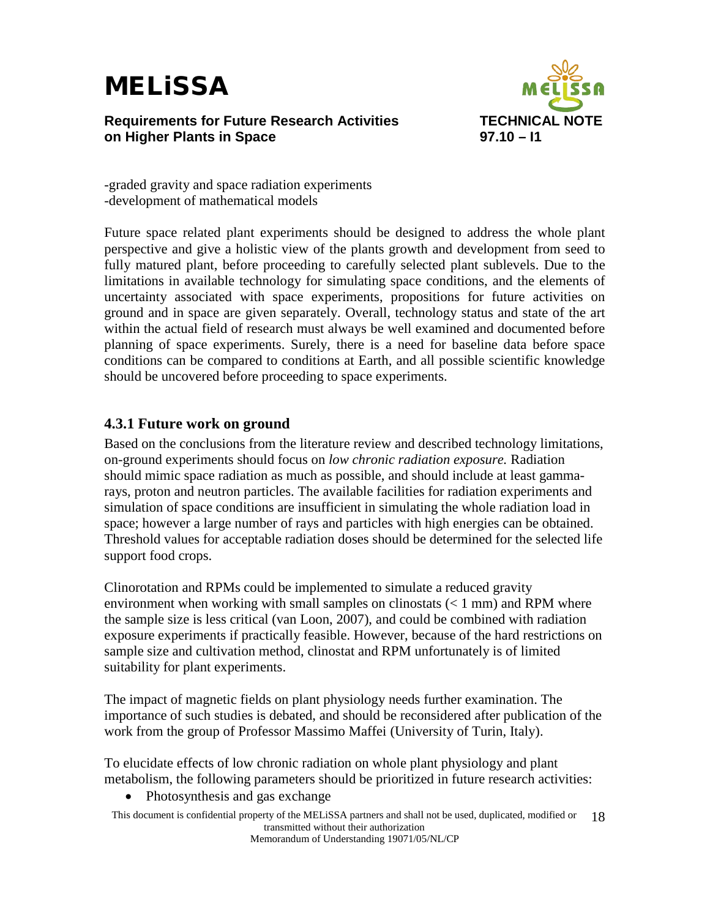-graded gravity and space radiation experiments
-development of mathematical models

Future space related plant experiments should be designed to address the whole plant perspective and give a holistic view of the plants growth and development from seed to fully matured plant, before proceeding to carefully selected plant sublevels. Due to the limitations in available technology for simulating space conditions, and the elements of uncertainty associated with space experiments, propositions for future activities on ground and in space are given separately. Overall, technology status and state of the art within the actual field of research must always be well examined and documented before planning of space experiments. Surely, there is a need for baseline data before space conditions can be compared to conditions at Earth, and all possible scientific knowledge should be uncovered before proceeding to space experiments.

### 4.3.1 Future work on ground

Based on the conclusions from the literature review and described technology limitations, on-ground experiments should focus on *low chronic radiation exposure.* Radiation should mimic space radiation as much as possible, and should include at least gamma-rays, proton and neutron particles. The available facilities for radiation experiments and simulation of space conditions are insufficient in simulating the whole radiation load in space; however a large number of rays and particles with high energies can be obtained. Threshold values for acceptable radiation doses should be determined for the selected life support food crops.

Clinorotation and RPMs could be implemented to simulate a reduced gravity environment when working with small samples on clinostats (< 1 mm) and RPM where the sample size is less critical (van Loon, 2007), and could be combined with radiation exposure experiments if practically feasible. However, because of the hard restrictions on sample size and cultivation method, clinostat and RPM unfortunately is of limited suitability for plant experiments.

The impact of magnetic fields on plant physiology needs further examination. The importance of such studies is debated, and should be reconsidered after publication of the work from the group of Professor Massimo Maffei (University of Turin, Italy).

To elucidate effects of low chronic radiation on whole plant physiology and plant metabolism, the following parameters should be prioritized in future research activities:

- Photosynthesis and gas exchange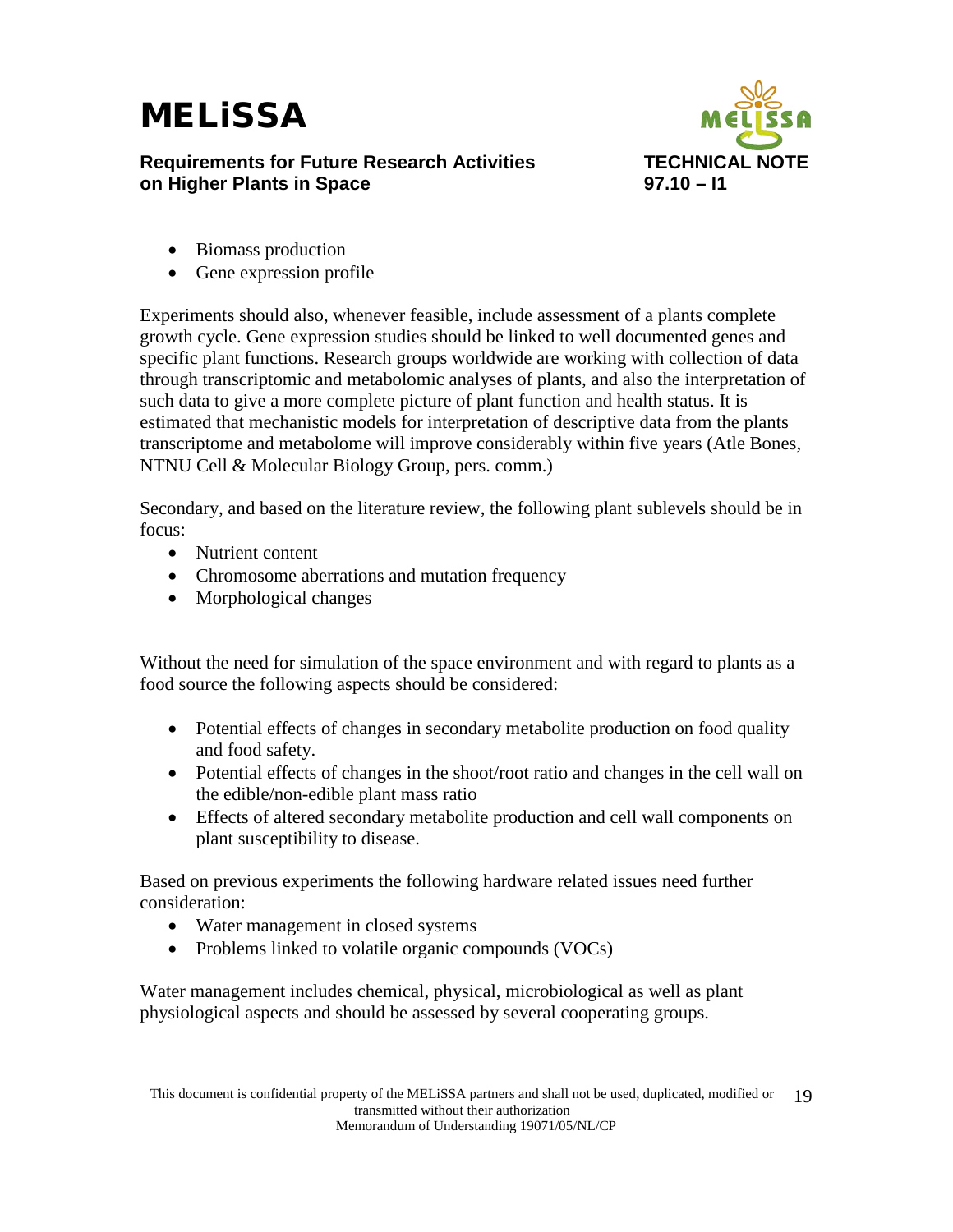- Biomass production
- Gene expression profile

Experiments should also, whenever feasible, include assessment of a plants complete growth cycle. Gene expression studies should be linked to well documented genes and specific plant functions. Research groups worldwide are working with collection of data through transcriptomic and metabolomic analyses of plants, and also the interpretation of such data to give a more complete picture of plant function and health status. It is estimated that mechanistic models for interpretation of descriptive data from the plants transcriptome and metabolome will improve considerably within five years (Atle Bones, NTNU Cell & Molecular Biology Group, pers. comm.)

Secondary, and based on the literature review, the following plant sublevels should be in focus:

- Nutrient content
- Chromosome aberrations and mutation frequency
- Morphological changes

Without the need for simulation of the space environment and with regard to plants as a food source the following aspects should be considered:

- Potential effects of changes in secondary metabolite production on food quality and food safety.
- Potential effects of changes in the shoot/root ratio and changes in the cell wall on the edible/non-edible plant mass ratio
- Effects of altered secondary metabolite production and cell wall components on plant susceptibility to disease.

Based on previous experiments the following hardware related issues need further consideration:

- Water management in closed systems
- Problems linked to volatile organic compounds (VOCs)

Water management includes chemical, physical, microbiological as well as plant physiological aspects and should be assessed by several cooperating groups.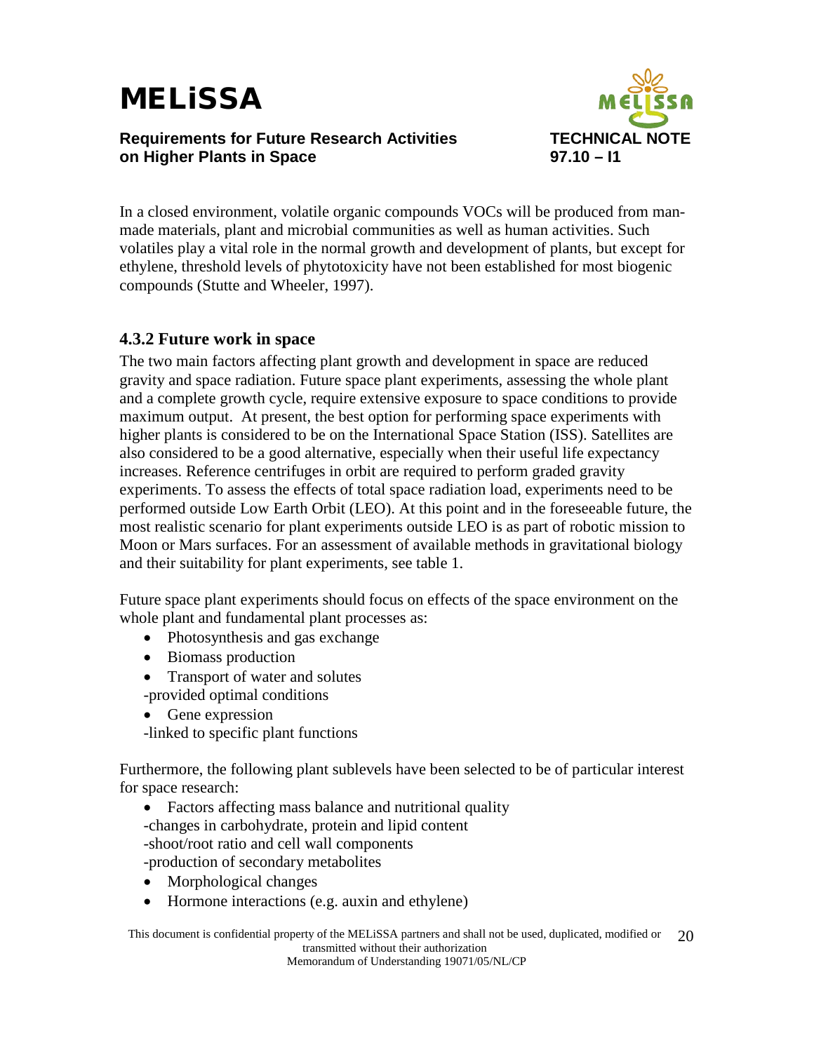In a closed environment, volatile organic compounds VOCs will be produced from man-made materials, plant and microbial communities as well as human activities. Such volatiles play a vital role in the normal growth and development of plants, but except for ethylene, threshold levels of phytotoxicity have not been established for most biogenic compounds (Stutte and Wheeler, 1997).

### 4.3.2 Future work in space

The two main factors affecting plant growth and development in space are reduced gravity and space radiation. Future space plant experiments, assessing the whole plant and a complete growth cycle, require extensive exposure to space conditions to provide maximum output. At present, the best option for performing space experiments with higher plants is considered to be on the International Space Station (ISS). Satellites are also considered to be a good alternative, especially when their useful life expectancy increases. Reference centrifuges in orbit are required to perform graded gravity experiments. To assess the effects of total space radiation load, experiments need to be performed outside Low Earth Orbit (LEO). At this point and in the foreseeable future, the most realistic scenario for plant experiments outside LEO is as part of robotic mission to Moon or Mars surfaces. For an assessment of available methods in gravitational biology and their suitability for plant experiments, see table 1.

Future space plant experiments should focus on effects of the space environment on the whole plant and fundamental plant processes as:

- Photosynthesis and gas exchange
- Biomass production
- Transport of water and solutes

  -provided optimal conditions
- Gene expression

  -linked to specific plant functions

Furthermore, the following plant sublevels have been selected to be of particular interest for space research:

- Factors affecting mass balance and nutritional quality

  -changes in carbohydrate, protein and lipid content

  -shoot/root ratio and cell wall components

  -production of secondary metabolites
- Morphological changes
- Hormone interactions (e.g. auxin and ethylene)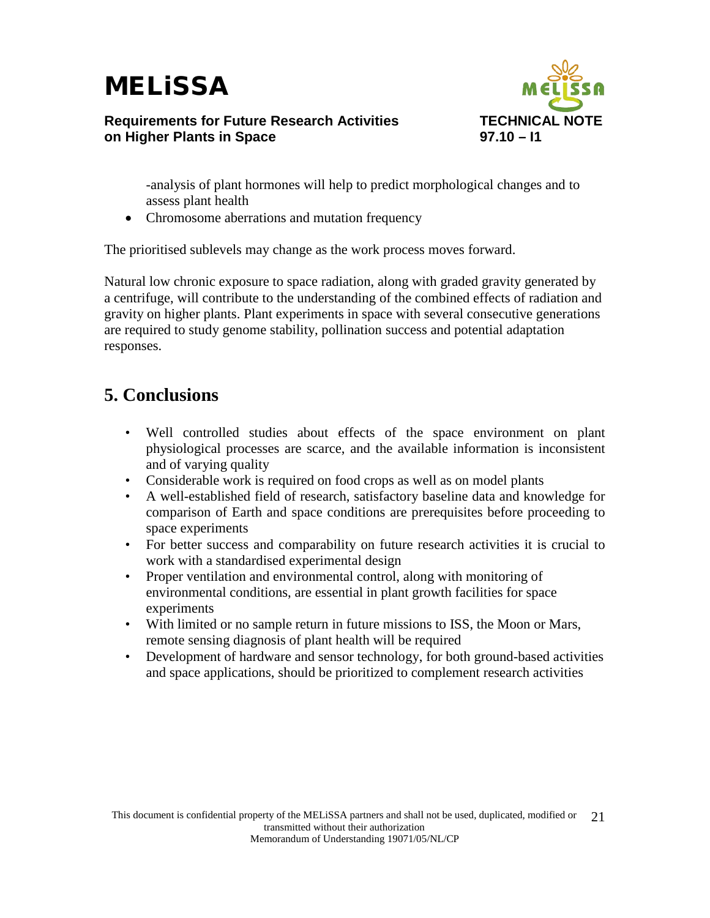-analysis of plant hormones will help to predict morphological changes and to assess plant health

- Chromosome aberrations and mutation frequency

The prioritised sublevels may change as the work process moves forward.

Natural low chronic exposure to space radiation, along with graded gravity generated by a centrifuge, will contribute to the understanding of the combined effects of radiation and gravity on higher plants. Plant experiments in space with several consecutive generations are required to study genome stability, pollination success and potential adaptation responses.

## 5. Conclusions

- Well controlled studies about effects of the space environment on plant physiological processes are scarce, and the available information is inconsistent and of varying quality
- Considerable work is required on food crops as well as on model plants
- A well-established field of research, satisfactory baseline data and knowledge for comparison of Earth and space conditions are prerequisites before proceeding to space experiments
- For better success and comparability on future research activities it is crucial to work with a standardised experimental design
- Proper ventilation and environmental control, along with monitoring of environmental conditions, are essential in plant growth facilities for space experiments
- With limited or no sample return in future missions to ISS, the Moon or Mars, remote sensing diagnosis of plant health will be required
- Development of hardware and sensor technology, for both ground-based activities and space applications, should be prioritized to complement research activities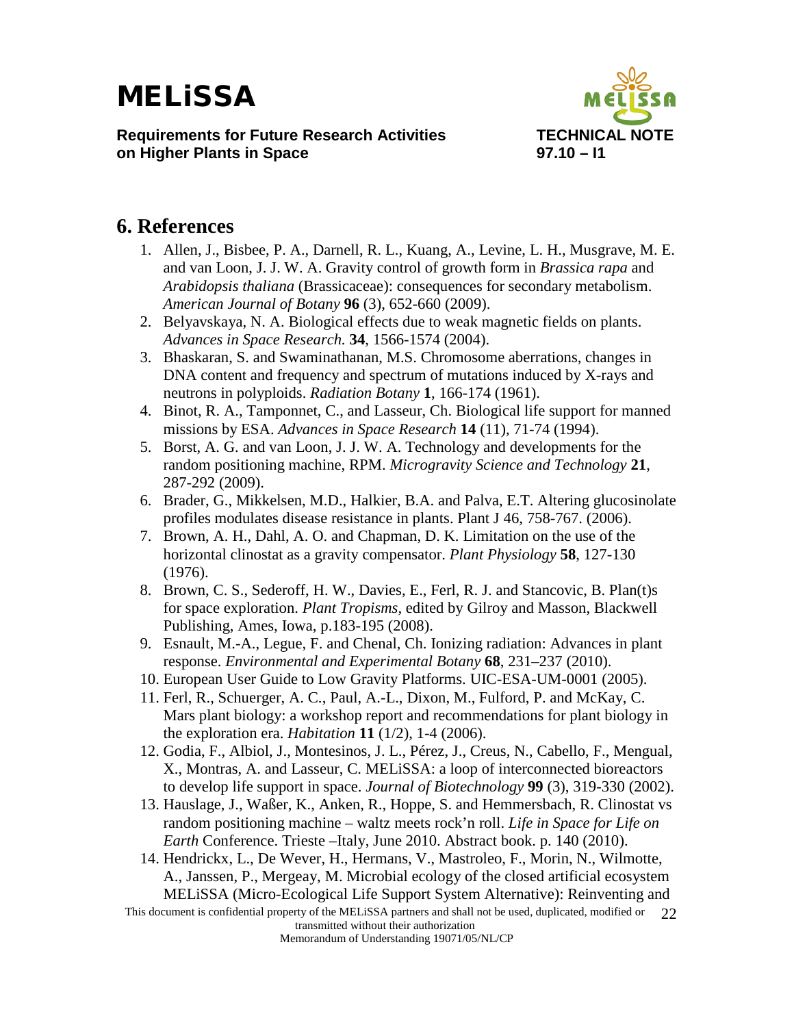## 6. References

1. Allen, J., Bisbee, P. A., Darnell, R. L., Kuang, A., Levine, L. H., Musgrave, M. E. and van Loon, J. J. W. A. Gravity control of growth form in *Brassica rapa* and *Arabidopsis thaliana* (Brassicaceae): consequences for secondary metabolism. *American Journal of Botany* **96** (3), 652-660 (2009).
2. Belyavskaya, N. A. Biological effects due to weak magnetic fields on plants. *Advances in Space Research.* **34**, 1566-1574 (2004).
3. Bhaskaran, S. and Swaminathanan, M.S. Chromosome aberrations, changes in DNA content and frequency and spectrum of mutations induced by X-rays and neutrons in polyploids. *Radiation Botany* **1**, 166-174 (1961).
4. Binot, R. A., Tamponnet, C., and Lasseur, Ch. Biological life support for manned missions by ESA. *Advances in Space Research* **14** (11), 71-74 (1994).
5. Borst, A. G. and van Loon, J. J. W. A. Technology and developments for the random positioning machine, RPM. *Microgravity Science and Technology* **21**, 287-292 (2009).
6. Brader, G., Mikkelsen, M.D., Halkier, B.A. and Palva, E.T. Altering glucosinolate profiles modulates disease resistance in plants. Plant J 46, 758-767. (2006).
7. Brown, A. H., Dahl, A. O. and Chapman, D. K. Limitation on the use of the horizontal clinostat as a gravity compensator. *Plant Physiology* **58**, 127-130 (1976).
8. Brown, C. S., Sederoff, H. W., Davies, E., Ferl, R. J. and Stancovic, B. Plan(t)s for space exploration. *Plant Tropisms*, edited by Gilroy and Masson, Blackwell Publishing, Ames, Iowa, p.183-195 (2008).
9. Esnault, M.-A., Legue, F. and Chenal, Ch. Ionizing radiation: Advances in plant response. *Environmental and Experimental Botany* **68**, 231–237 (2010).
10. European User Guide to Low Gravity Platforms. UIC-ESA-UM-0001 (2005).
11. Ferl, R., Schuerger, A. C., Paul, A.-L., Dixon, M., Fulford, P. and McKay, C. Mars plant biology: a workshop report and recommendations for plant biology in the exploration era. *Habitation* **11** (1/2), 1-4 (2006).
12. Godia, F., Albiol, J., Montesinos, J. L., Pérez, J., Creus, N., Cabello, F., Mengual, X., Montras, A. and Lasseur, C. MELiSSA: a loop of interconnected bioreactors to develop life support in space. *Journal of Biotechnology* **99** (3), 319-330 (2002).
13. Hauslage, J., Waßer, K., Anken, R., Hoppe, S. and Hemmersbach, R. Clinostat vs random positioning machine – waltz meets rock'n roll. *Life in Space for Life on Earth* Conference. Trieste –Italy, June 2010. Abstract book. p. 140 (2010).
14. Hendrickx, L., De Wever, H., Hermans, V., Mastroleo, F., Morin, N., Wilmotte, A., Janssen, P., Mergeay, M. Microbial ecology of the closed artificial ecosystem MELiSSA (Micro-Ecological Life Support System Alternative): Reinventing and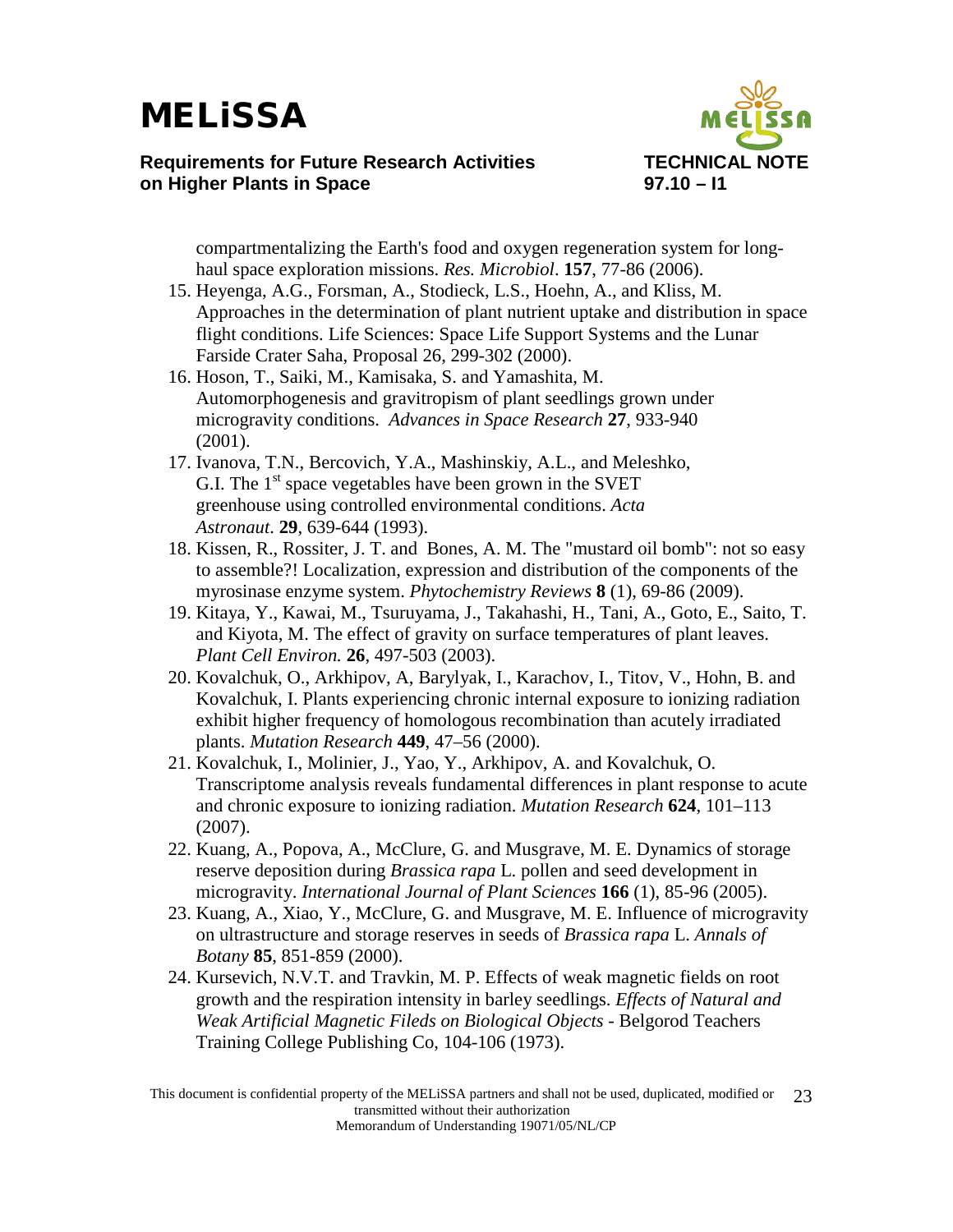compartmentalizing the Earth's food and oxygen regeneration system for long-haul space exploration missions. *Res. Microbiol*. **157**, 77-86 (2006).

15. Heyenga, A.G., Forsman, A., Stodieck, L.S., Hoehn, A., and Kliss, M. Approaches in the determination of plant nutrient uptake and distribution in space flight conditions. Life Sciences: Space Life Support Systems and the Lunar Farside Crater Saha, Proposal 26, 299-302 (2000).
16. Hoson, T., Saiki, M., Kamisaka, S. and Yamashita, M. Automorphogenesis and gravitropism of plant seedlings grown under micrograpvity conditions. *Advances in Space Research* **27**, 933-940 (2001).
17. Ivanova, T.N., Bercovich, Y.A., Mashinskiy, A.L., and Meleshko, G.I. The 1st space vegetables have been grown in the SVET greenhouse using controlled environmental conditions. *Acta Astronaut*. **29**, 639-644 (1993).
18. Kissen, R., Rossiter, J. T. and Bones, A. M. The "mustard oil bomb": not so easy to assemble?! Localization, expression and distribution of the components of the myrosinase enzyme system. *Phytochemistry Reviews* **8** (1), 69-86 (2009).
19. Kitaya, Y., Kawai, M., Tsuruyama, J., Takahashi, H., Tani, A., Goto, E., Saito, T. and Kiyota, M. The effect of gravity on surface temperatures of plant leaves. *Plant Cell Environ.* **26**, 497-503 (2003).
20. Kovalchuk, O., Arkhipov, A, Barylyak, I., Karachov, I., Titov, V., Hohn, B. and Kovalchuk, I. Plants experiencing chronic internal exposure to ionizing radiation exhibit higher frequency of homologous recombination than acutely irradiated plants. *Mutation Research* **449**, 47–56 (2000).
21. Kovalchuk, I., Molinier, J., Yao, Y., Arkhipov, A. and Kovalchuk, O. Transcriptome analysis reveals fundamental differences in plant response to acute and chronic exposure to ionizing radiation. *Mutation Research* **624**, 101–113 (2007).
22. Kuang, A., Popova, A., McClure, G. and Musgrave, M. E. Dynamics of storage reserve deposition during *Brassica rapa* L. pollen and seed development in microgravity. *International Journal of Plant Sciences* **166** (1), 85-96 (2005).
23. Kuang, A., Xiao, Y., McClure, G. and Musgrave, M. E. Influence of microgravity on ultrastructure and storage reserves in seeds of *Brassica rapa* L. *Annals of Botany* **85**, 851-859 (2000).
24. Kursevich, N.V.T. and Travkin, M. P. Effects of weak magnetic fields on root growth and the respiration intensity in barley seedlings. *Effects of Natural and Weak Artificial Magnetic Fileds on Biological Objects* - Belgorod Teachers Training College Publishing Co, 104-106 (1973).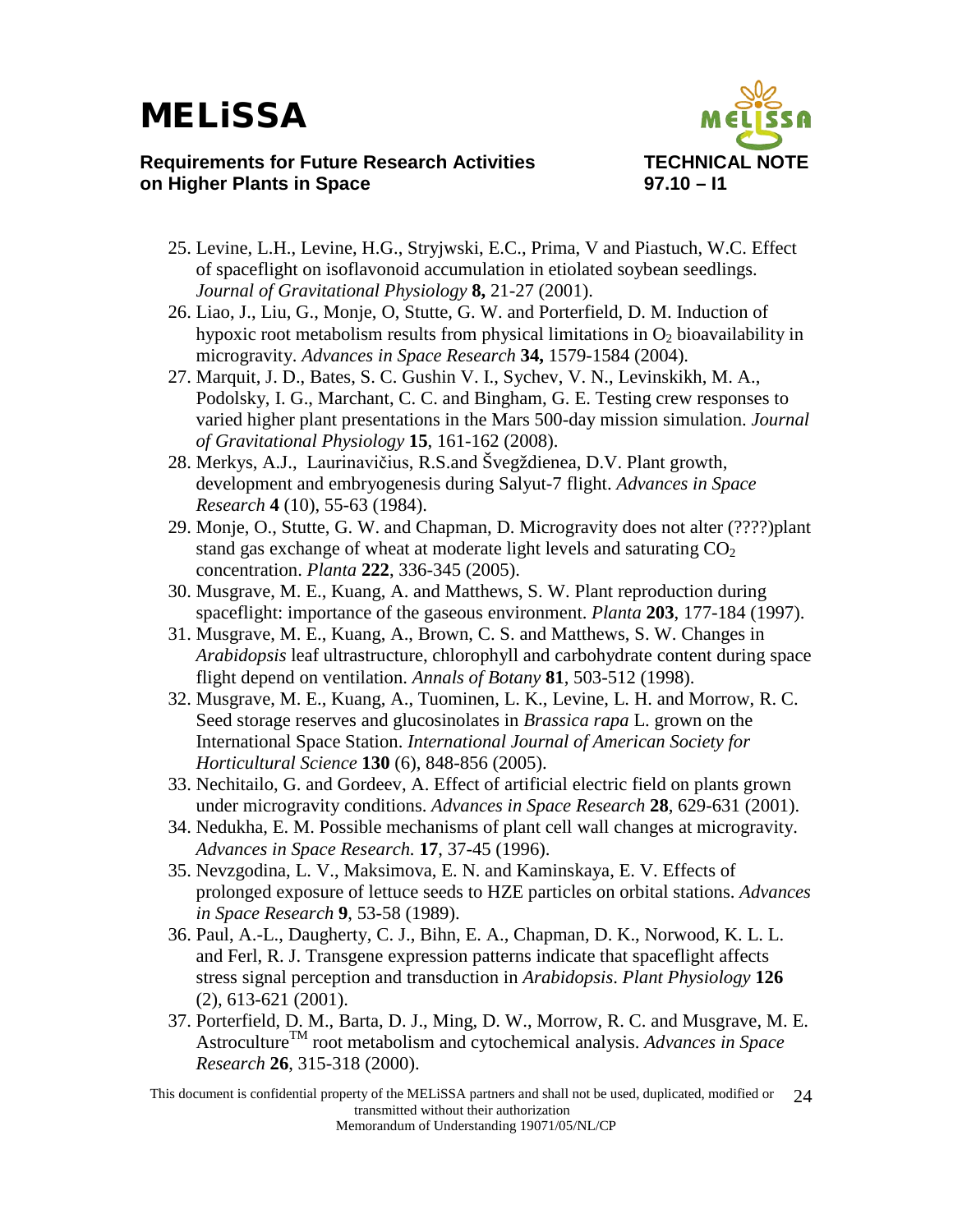25. Levine, L.H., Levine, H.G., Stryjwski, E.C., Prima, V and Piastuch, W.C. Effect of spaceflight on isoflavonoid accumulation in etiolated soybean seedlings. *Journal of Gravitational Physiology* **8,** 21-27 (2001).
26. Liao, J., Liu, G., Monje, O, Stutte, G. W. and Porterfield, D. M. Induction of hypoxic root metabolism results from physical limitations in $O_2$ bioavailability in microgravity. *Advances in Space Research* **34,** 1579-1584 (2004).
27. Marquit, J. D., Bates, S. C. Gushin V. I., Sychev, V. N., Levinskikh, M. A., Podolsky, I. G., Marchant, C. C. and Bingham, G. E. Testing crew responses to varied higher plant presentations in the Mars 500-day mission simulation. *Journal of Gravitational Physiology* **15**, 161-162 (2008).
28. Merkys, A.J., Laurinavičius, R.S.and Švegždienea, D.V. Plant growth, development and embryogenesis during Salyut-7 flight. *Advances in Space Research* **4** (10), 55-63 (1984).
29. Monje, O., Stutte, G. W. and Chapman, D. Microgravity does not alter (????)plant stand gas exchange of wheat at moderate light levels and saturating $CO_2$ concentration. *Planta* **222**, 336-345 (2005).
30. Musgrave, M. E., Kuang, A. and Matthews, S. W. Plant reproduction during spaceflight: importance of the gaseous environment. *Planta* **203**, 177-184 (1997).
31. Musgrave, M. E., Kuang, A., Brown, C. S. and Matthews, S. W. Changes in *Arabidopsis* leaf ultrastructure, chlorophyll and carbohydrate content during space flight depend on ventilation. *Annals of Botany* **81**, 503-512 (1998).
32. Musgrave, M. E., Kuang, A., Tuominen, L. K., Levine, L. H. and Morrow, R. C. Seed storage reserves and glucosinolates in *Brassica rapa* L. grown on the International Space Station. *International Journal of American Society for Horticultural Science* **130** (6), 848-856 (2005).
33. Nechitailo, G. and Gordeev, A. Effect of artificial electric field on plants grown under microgravity conditions. *Advances in Space Research* **28**, 629-631 (2001).
34. Nedukha, E. M. Possible mechanisms of plant cell wall changes at microgravity. *Advances in Space Research.* **17**, 37-45 (1996).
35. Nevzgodina, L. V., Maksimova, E. N. and Kaminskaya, E. V. Effects of prolonged exposure of lettuce seeds to HZE particles on orbital stations. *Advances in Space Research* **9**, 53-58 (1989).
36. Paul, A.-L., Daugherty, C. J., Bihn, E. A., Chapman, D. K., Norwood, K. L. L. and Ferl, R. J. Transgene expression patterns indicate that spaceflight affects stress signal perception and transduction in *Arabidopsis*. *Plant Physiology* **126** (2), 613-621 (2001).
37. Porterfield, D. M., Barta, D. J., Ming, D. W., Morrow, R. C. and Musgrave, M. E. Astroculture™ root metabolism and cytochemical analysis. *Advances in Space Research* **26**, 315-318 (2000).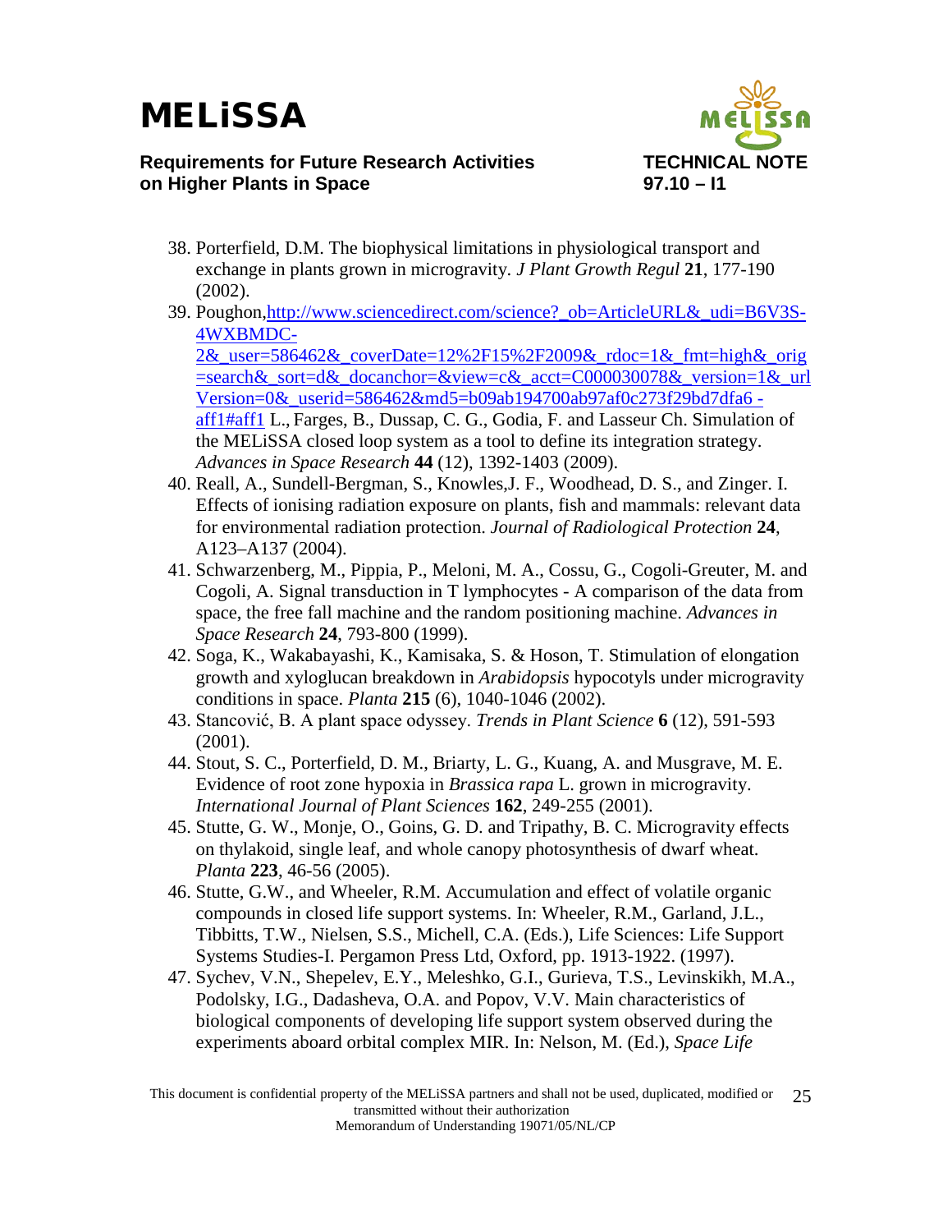38. Porterfield, D.M. The biophysical limitations in physiological transport and exchange in plants grown in microgravity. *J Plant Growth Regul* **21**, 177-190 (2002).
39. Poughon,http://www.sciencedirect.com/science?_ob=ArticleURL&_udi=B6V3S-4WXBMDC-2&_user=586462&_coverDate=12%2F15%2F2009&_rdoc=1&_fmt=high&_orig=search&_sort=d&_docanchor=&view=c&_acct=C000030078&_version=1&_urlVersion=0&_userid=586462&md5=b09ab194700ab97af0c273f29bd7dfa6 -aff1#aff1 L., Farges, B., Dussap, C. G., Godia, F. and Lasseur Ch. Simulation of the MELiSSA closed loop system as a tool to define its integration strategy. *Advances in Space Research* **44** (12), 1392-1403 (2009).
40. Reall, A., Sundell-Bergman, S., Knowles,J. F., Woodhead, D. S., and Zinger. I. Effects of ionising radiation exposure on plants, fish and mammals: relevant data for environmental radiation protection. *Journal of Radiological Protection* **24**, A123–A137 (2004).
41. Schwarzenberg, M., Pippia, P., Meloni, M. A., Cossu, G., Cogoli-Greuter, M. and Cogoli, A. Signal transduction in T lymphocytes - A comparison of the data from space, the free fall machine and the random positioning machine. *Advances in Space Research* **24**, 793-800 (1999).
42. Soga, K., Wakabayashi, K., Kamisaka, S. & Hoson, T. Stimulation of elongation growth and xyloglucan breakdown in *Arabidopsis* hypocotyls under microgravity conditions in space. *Planta* **215** (6), 1040-1046 (2002).
43. Stancović, B. A plant space odyssey. *Trends in Plant Science* **6** (12), 591-593 (2001).
44. Stout, S. C., Porterfield, D. M., Briarty, L. G., Kuang, A. and Musgrave, M. E. Evidence of root zone hypoxia in *Brassica rapa* L. grown in microgravity. *International Journal of Plant Sciences* **162**, 249-255 (2001).
45. Stutte, G. W., Monje, O., Goins, G. D. and Tripathy, B. C. Microgravity effects on thylakoid, single leaf, and whole canopy photosynthesis of dwarf wheat. *Planta* **223**, 46-56 (2005).
46. Stutte, G.W., and Wheeler, R.M. Accumulation and effect of volatile organic compounds in closed life support systems. In: Wheeler, R.M., Garland, J.L., Tibbitts, T.W., Nielsen, S.S., Michell, C.A. (Eds.), Life Sciences: Life Support Systems Studies-I. Pergamon Press Ltd, Oxford, pp. 1913-1922. (1997).
47. Sychev, V.N., Shepelev, E.Y., Meleshko, G.I., Gurieva, T.S., Levinskikh, M.A., Podolsky, I.G., Dadasheva, O.A. and Popov, V.V. Main characteristics of biological components of developing life support system observed during the experiments aboard orbital complex MIR. In: Nelson, M. (Ed.), *Space Life*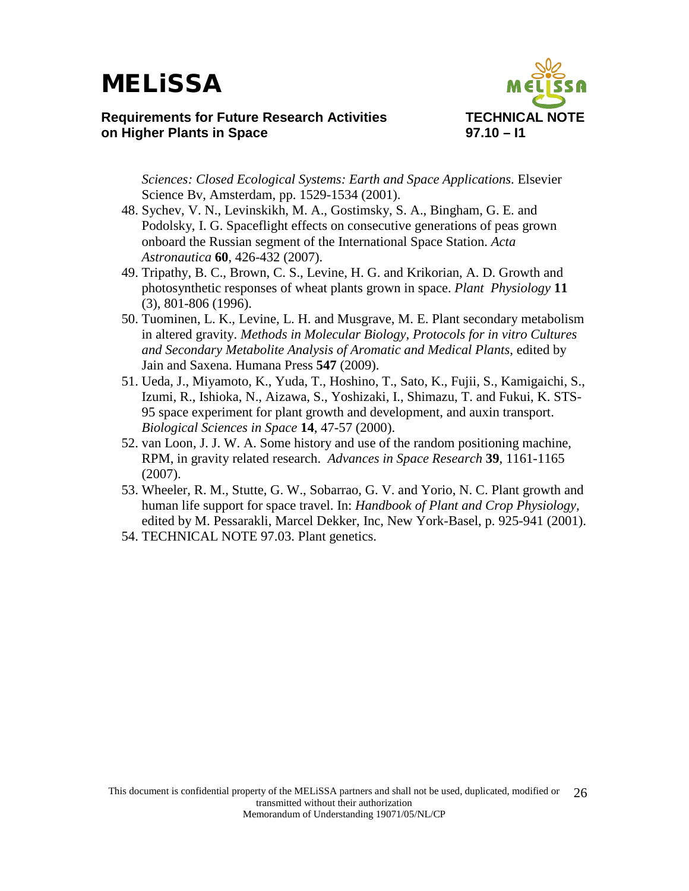*Sciences: Closed Ecological Systems: Earth and Space Applications*. Elsevier Science Bv, Amsterdam, pp. 1529-1534 (2001).

48. Sychev, V. N., Levinskikh, M. A., Gostimsky, S. A., Bingham, G. E. and Podolsky, I. G. Spaceflight effects on consecutive generations of peas grown onboard the Russian segment of the International Space Station. *Acta Astronautica* **60**, 426-432 (2007).
49. Tripathy, B. C., Brown, C. S., Levine, H. G. and Krikorian, A. D. Growth and photosynthetic responses of wheat plants grown in space. *Plant Physiology* **11** (3), 801-806 (1996).
50. Tuominen, L. K., Levine, L. H. and Musgrave, M. E. Plant secondary metabolism in altered gravity. *Methods in Molecular Biology, Protocols for in vitro Cultures and Secondary Metabolite Analysis of Aromatic and Medical Plants*, edited by Jain and Saxena. Humana Press **547** (2009).
51. Ueda, J., Miyamoto, K., Yuda, T., Hoshino, T., Sato, K., Fujii, S., Kamigaichi, S., Izumi, R., Ishioka, N., Aizawa, S., Yoshizaki, I., Shimazu, T. and Fukui, K. STS-95 space experiment for plant growth and development, and auxin transport. *Biological Sciences in Space* **14**, 47-57 (2000).
52. van Loon, J. J. W. A. Some history and use of the random positioning machine, RPM, in gravity related research. *Advances in Space Research* **39**, 1161-1165 (2007).
53. Wheeler, R. M., Stutte, G. W., Sobarrao, G. V. and Yorio, N. C. Plant growth and human life support for space travel. In: *Handbook of Plant and Crop Physiology*, edited by M. Pessarakli, Marcel Dekker, Inc, New York-Basel, p. 925-941 (2001).
54. TECHNICAL NOTE 97.03. Plant genetics.